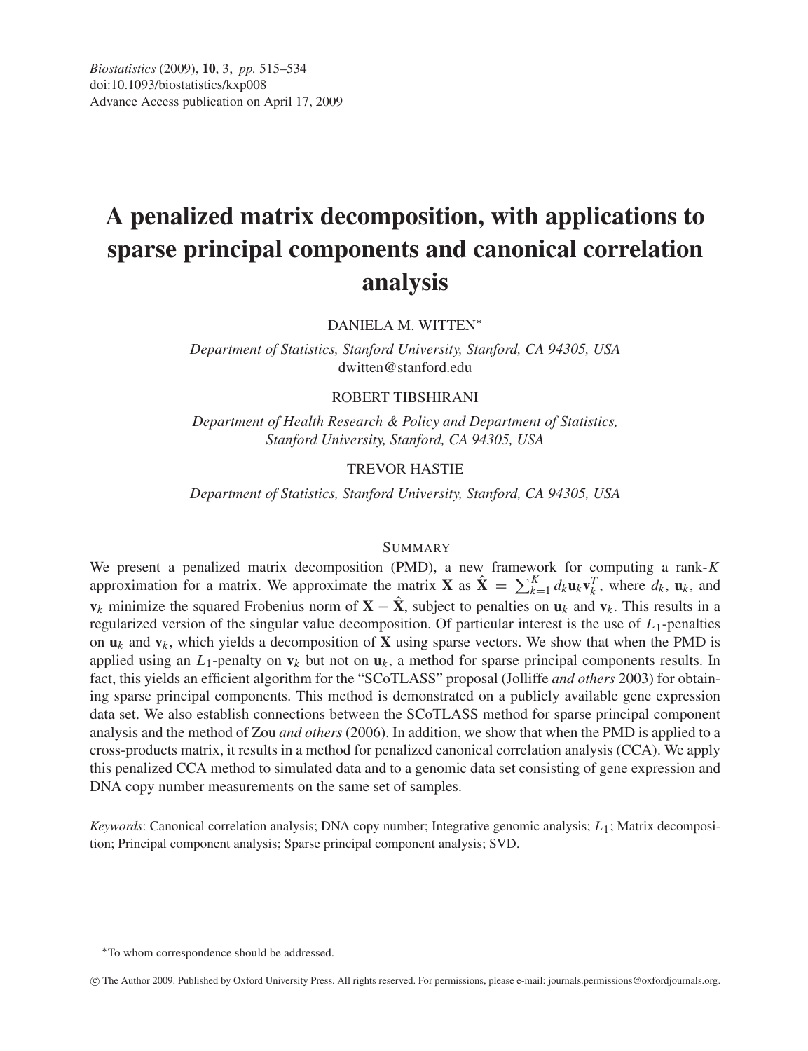# A penalized matrix decomposition, with applications to sparse principal components and canonical correlation analysis

DANIELA M. WITTEN*

*Department of Statistics, Stanford University, Stanford, CA 94305, USA*
dwitten@stanford.edu

ROBERT TIBSHIRANI

*Department of Health Research & Policy and Department of Statistics, Stanford University, Stanford, CA 94305, USA*

TREVOR HASTIE

*Department of Statistics, Stanford University, Stanford, CA 94305, USA*

## SUMMARY

We present a penalized matrix decomposition (PMD), a new framework for computing a rank-$K$ approximation for a matrix. We approximate the matrix $\mathbf{X}$ as $\hat{\mathbf{X}} = \sum_{k=1}^{K} d_k \mathbf{u}_k \mathbf{v}_k^T$, where $d_k$, $\mathbf{u}_k$, and $\mathbf{v}_k$ minimize the squared Frobenius norm of $\mathbf{X} - \hat{\mathbf{X}}$, subject to penalties on $\mathbf{u}_k$ and $\mathbf{v}_k$. This results in a regularized version of the singular value decomposition. Of particular interest is the use of $L_1$-penalties on $\mathbf{u}_k$ and $\mathbf{v}_k$, which yields a decomposition of $\mathbf{X}$ using sparse vectors. We show that when the PMD is applied using an $L_1$-penalty on $\mathbf{v}_k$ but not on $\mathbf{u}_k$, a method for sparse principal components results. In fact, this yields an efficient algorithm for the "SCoTLASS" proposal (Jolliffe *and others* 2003) for obtaining sparse principal components. This method is demonstrated on a publicly available gene expression data set. We also establish connections between the SCoTLASS method for sparse principal component analysis and the method of Zou *and others* (2006). In addition, we show that when the PMD is applied to a cross-products matrix, it results in a method for penalized canonical correlation analysis (CCA). We apply this penalized CCA method to simulated data and to a genomic data set consisting of gene expression and DNA copy number measurements on the same set of samples.

*Keywords*: Canonical correlation analysis; DNA copy number; Integrative genomic analysis; $L_1$; Matrix decomposition; Principal component analysis; Sparse principal component analysis; SVD.

*To whom correspondence should be addressed.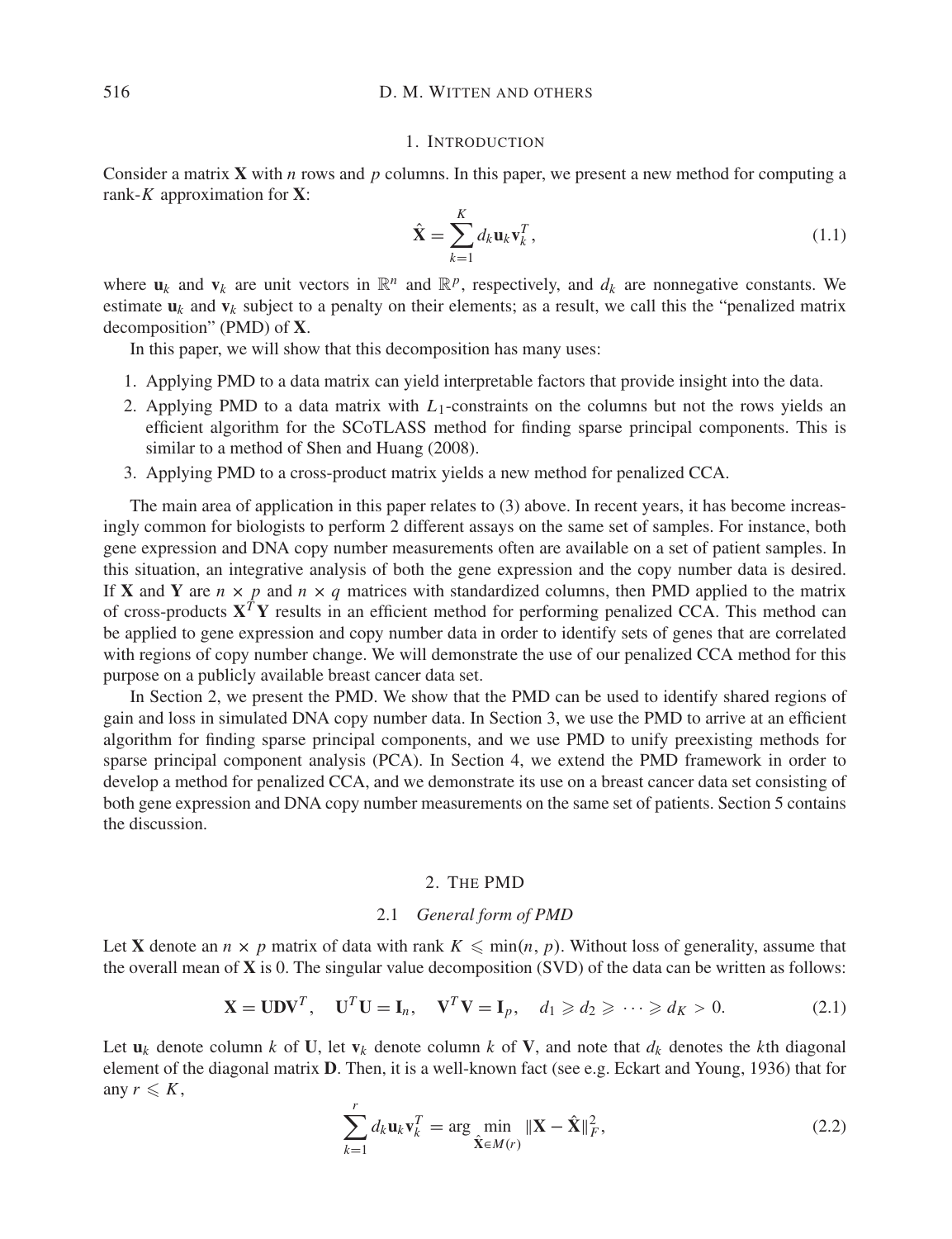## 1. Introduction

Consider a matrix $\mathbf{X}$ with $n$ rows and $p$ columns. In this paper, we present a new method for computing a rank-$K$ approximation for $\mathbf{X}$:

$$\hat{\mathbf{X}} = \sum_{k=1}^{K} d_k \mathbf{u}_k \mathbf{v}_k^T, \tag{1.1}$$

where $\mathbf{u}_k$ and $\mathbf{v}_k$ are unit vectors in $\mathbb{R}^n$ and $\mathbb{R}^p$, respectively, and $d_k$ are nonnegative constants. We estimate $\mathbf{u}_k$ and $\mathbf{v}_k$ subject to a penalty on their elements; as a result, we call this the "penalized matrix decomposition" (PMD) of $\mathbf{X}$.

In this paper, we will show that this decomposition has many uses:

1. Applying PMD to a data matrix can yield interpretable factors that provide insight into the data.
2. Applying PMD to a data matrix with $L_1$-constraints on the columns but not the rows yields an efficient algorithm for the SCoTLASS method for finding sparse principal components. This is similar to a method of Shen and Huang (2008).
3. Applying PMD to a cross-product matrix yields a new method for penalized CCA.

The main area of application in this paper relates to (3) above. In recent years, it has become increasingly common for biologists to perform 2 different assays on the same set of samples. For instance, both gene expression and DNA copy number measurements often are available on a set of patient samples. In this situation, an integrative analysis of both the gene expression and the copy number data is desired. If $\mathbf{X}$ and $\mathbf{Y}$ are $n \times p$ and $n \times q$ matrices with standardized columns, then PMD applied to the matrix of cross-products $\mathbf{X}^T\mathbf{Y}$ results in an efficient method for performing penalized CCA. This method can be applied to gene expression and copy number data in order to identify sets of genes that are correlated with regions of copy number change. We will demonstrate the use of our penalized CCA method for this purpose on a publicly available breast cancer data set.

In Section 2, we present the PMD. We show that the PMD can be used to identify shared regions of gain and loss in simulated DNA copy number data. In Section 3, we use the PMD to arrive at an efficient algorithm for finding sparse principal components, and we use PMD to unify preexisting methods for sparse principal component analysis (PCA). In Section 4, we extend the PMD framework in order to develop a method for penalized CCA, and we demonstrate its use on a breast cancer data set consisting of both gene expression and DNA copy number measurements on the same set of patients. Section 5 contains the discussion.

## 2. The PMD

### 2.1 *General form of PMD*

Let $\mathbf{X}$ denote an $n \times p$ matrix of data with rank $K \leqslant \min(n, p)$. Without loss of generality, assume that the overall mean of $\mathbf{X}$ is 0. The singular value decomposition (SVD) of the data can be written as follows:

$$\mathbf{X} = \mathbf{U}\mathbf{D}\mathbf{V}^T, \quad \mathbf{U}^T\mathbf{U} = \mathbf{I}_n, \quad \mathbf{V}^T\mathbf{V} = \mathbf{I}_p, \quad d_1 \geqslant d_2 \geqslant \cdots \geqslant d_K > 0. \tag{2.1}$$

Let $\mathbf{u}_k$ denote column $k$ of $\mathbf{U}$, let $\mathbf{v}_k$ denote column $k$ of $\mathbf{V}$, and note that $d_k$ denotes the $k$th diagonal element of the diagonal matrix $\mathbf{D}$. Then, it is a well-known fact (see e.g. Eckart and Young, 1936) that for any $r \leqslant K$,

$$\sum_{k=1}^{r} d_k \mathbf{u}_k \mathbf{v}_k^T = \arg \min_{\hat{\mathbf{X}} \in M(r)} \|\mathbf{X} - \hat{\mathbf{X}}\|_F^2, \tag{2.2}$$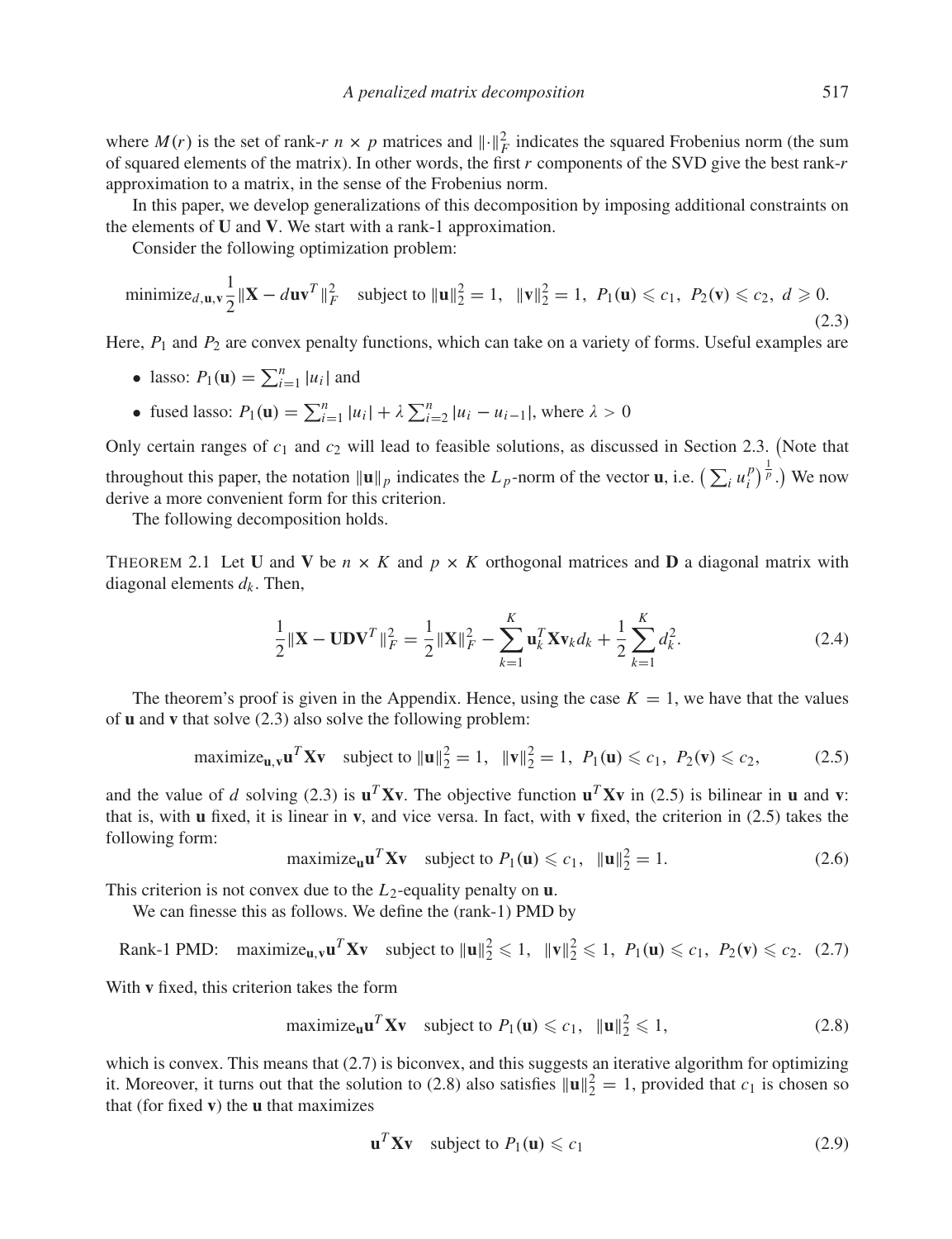where $M(r)$ is the set of rank-$r$ $n \times p$ matrices and $\|\cdot\|_F^2$ indicates the squared Frobenius norm (the sum of squared elements of the matrix). In other words, the first $r$ components of the SVD give the best rank-$r$ approximation to a matrix, in the sense of the Frobenius norm.

In this paper, we develop generalizations of this decomposition by imposing additional constraints on the elements of **U** and **V**. We start with a rank-1 approximation.

Consider the following optimization problem:

$$\text{minimize}_{d,\mathbf{u},\mathbf{v}} \frac{1}{2}\|\mathbf{X} - d\mathbf{u}\mathbf{v}^T\|_F^2 \quad \text{subject to } \|\mathbf{u}\|_2^2 = 1, \ \ \|\mathbf{v}\|_2^2 = 1, \ P_1(\mathbf{u}) \leqslant c_1, \ P_2(\mathbf{v}) \leqslant c_2, \ d \geqslant 0. \tag{2.3}$$

Here, $P_1$ and $P_2$ are convex penalty functions, which can take on a variety of forms. Useful examples are

- lasso: $P_1(\mathbf{u}) = \sum_{i=1}^n |u_i|$ and
- fused lasso: $P_1(\mathbf{u}) = \sum_{i=1}^n |u_i| + \lambda \sum_{i=2}^n |u_i - u_{i-1}|$, where $\lambda > 0$

Only certain ranges of $c_1$ and $c_2$ will lead to feasible solutions, as discussed in Section 2.3. (Note that throughout this paper, the notation $\|\mathbf{u}\|_p$ indicates the $L_p$-norm of the vector $\mathbf{u}$, i.e. $\left(\sum_i u_i^p\right)^{\frac{1}{p}}$.) We now derive a more convenient form for this criterion.

The following decomposition holds.

THEOREM 2.1 Let **U** and **V** be $n \times K$ and $p \times K$ orthogonal matrices and **D** a diagonal matrix with diagonal elements $d_k$. Then,

$$\frac{1}{2}\|\mathbf{X} - \mathbf{U}\mathbf{D}\mathbf{V}^T\|_F^2 = \frac{1}{2}\|\mathbf{X}\|_F^2 - \sum_{k=1}^K \mathbf{u}_k^T \mathbf{X} \mathbf{v}_k d_k + \frac{1}{2}\sum_{k=1}^K d_k^2. \tag{2.4}$$

The theorem's proof is given in the Appendix. Hence, using the case $K = 1$, we have that the values of **u** and **v** that solve (2.3) also solve the following problem:

$$\text{maximize}_{\mathbf{u},\mathbf{v}} \mathbf{u}^T \mathbf{X} \mathbf{v} \quad \text{subject to } \|\mathbf{u}\|_2^2 = 1, \ \ \|\mathbf{v}\|_2^2 = 1, \ P_1(\mathbf{u}) \leqslant c_1, \ P_2(\mathbf{v}) \leqslant c_2, \tag{2.5}$$

and the value of $d$ solving (2.3) is $\mathbf{u}^T\mathbf{X}\mathbf{v}$. The objective function $\mathbf{u}^T\mathbf{X}\mathbf{v}$ in (2.5) is bilinear in **u** and **v**: that is, with **u** fixed, it is linear in **v**, and vice versa. In fact, with **v** fixed, the criterion in (2.5) takes the following form:

$$\text{maximize}_{\mathbf{u}} \mathbf{u}^T \mathbf{X} \mathbf{v} \quad \text{subject to } P_1(\mathbf{u}) \leqslant c_1, \ \ \|\mathbf{u}\|_2^2 = 1. \tag{2.6}$$

This criterion is not convex due to the $L_2$-equality penalty on **u**.

We can finesse this as follows. We define the (rank-1) PMD by

$$\text{Rank-1 PMD:} \quad \text{maximize}_{\mathbf{u},\mathbf{v}} \mathbf{u}^T \mathbf{X} \mathbf{v} \quad \text{subject to } \|\mathbf{u}\|_2^2 \leqslant 1, \ \ \|\mathbf{v}\|_2^2 \leqslant 1, \ P_1(\mathbf{u}) \leqslant c_1, \ P_2(\mathbf{v}) \leqslant c_2. \tag{2.7}$$

With **v** fixed, this criterion takes the form

$$\text{maximize}_{\mathbf{u}} \mathbf{u}^T \mathbf{X} \mathbf{v} \quad \text{subject to } P_1(\mathbf{u}) \leqslant c_1, \ \ \|\mathbf{u}\|_2^2 \leqslant 1, \tag{2.8}$$

which is convex. This means that (2.7) is biconvex, and this suggests an iterative algorithm for optimizing it. Moreover, it turns out that the solution to (2.8) also satisfies $\|\mathbf{u}\|_2^2 = 1$, provided that $c_1$ is chosen so that (for fixed **v**) the **u** that maximizes

$$\mathbf{u}^T \mathbf{X} \mathbf{v} \quad \text{subject to } P_1(\mathbf{u}) \leqslant c_1 \tag{2.9}$$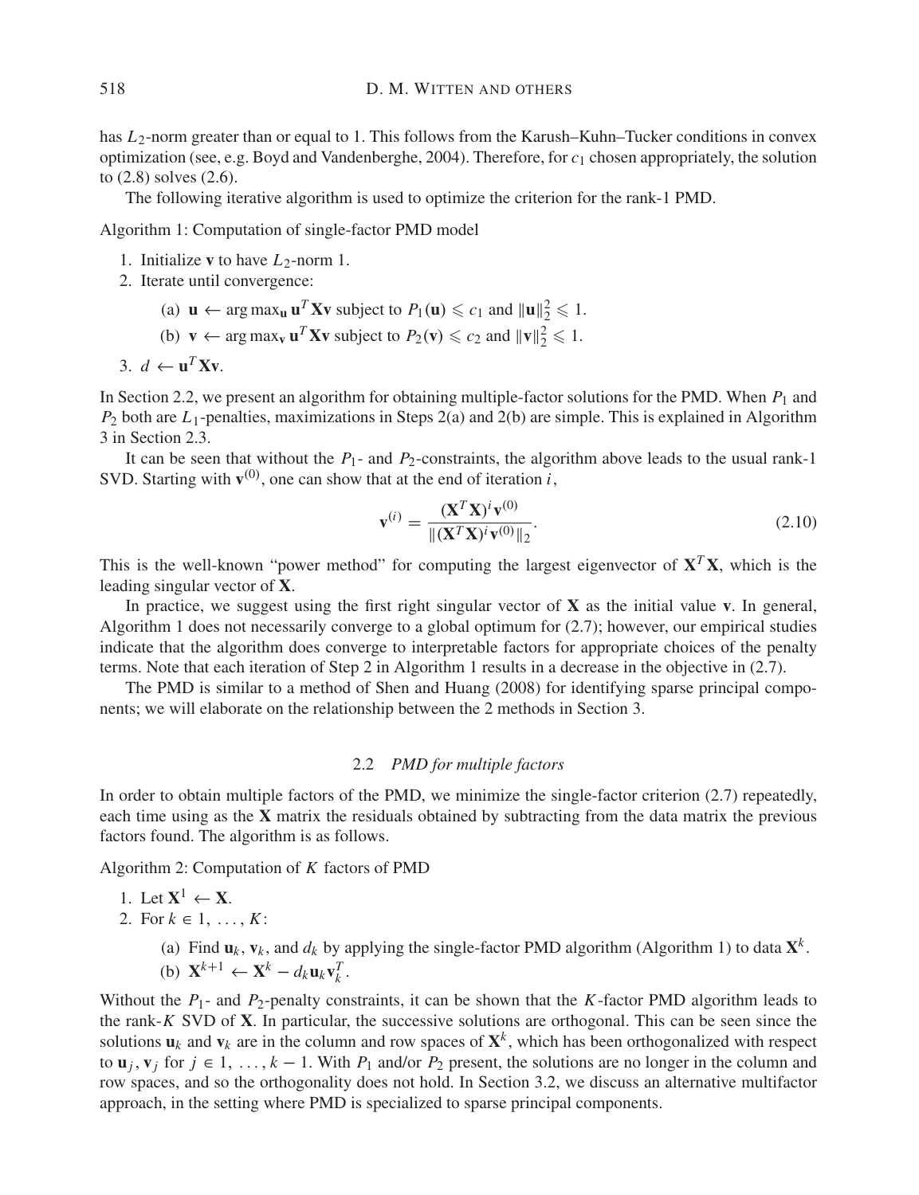has $L_2$-norm greater than or equal to 1. This follows from the Karush–Kuhn–Tucker conditions in convex optimization (see, e.g. Boyd and Vandenberghe, 2004). Therefore, for $c_1$ chosen appropriately, the solution to (2.8) solves (2.6).

The following iterative algorithm is used to optimize the criterion for the rank-1 PMD.

Algorithm 1: Computation of single-factor PMD model

1. Initialize $\mathbf{v}$ to have $L_2$-norm 1.
2. Iterate until convergence:
   (a) $\mathbf{u} \leftarrow \arg\max_{\mathbf{u}} \mathbf{u}^T\mathbf{X}\mathbf{v}$ subject to $P_1(\mathbf{u}) \leqslant c_1$ and $\|\mathbf{u}\|_2^2 \leqslant 1$.
   (b) $\mathbf{v} \leftarrow \arg\max_{\mathbf{v}} \mathbf{u}^T\mathbf{X}\mathbf{v}$ subject to $P_2(\mathbf{v}) \leqslant c_2$ and $\|\mathbf{v}\|_2^2 \leqslant 1$.
3. $d \leftarrow \mathbf{u}^T\mathbf{X}\mathbf{v}$.

In Section 2.2, we present an algorithm for obtaining multiple-factor solutions for the PMD. When $P_1$ and $P_2$ both are $L_1$-penalties, maximizations in Steps 2(a) and 2(b) are simple. This is explained in Algorithm 3 in Section 2.3.

It can be seen that without the $P_1$- and $P_2$-constraints, the algorithm above leads to the usual rank-1 SVD. Starting with $\mathbf{v}^{(0)}$, one can show that at the end of iteration $i$,

$$\mathbf{v}^{(i)} = \frac{(\mathbf{X}^T\mathbf{X})^i\mathbf{v}^{(0)}}{\|(\mathbf{X}^T\mathbf{X})^i\mathbf{v}^{(0)}\|_2}. \tag{2.10}$$

This is the well-known "power method" for computing the largest eigenvector of $\mathbf{X}^T\mathbf{X}$, which is the leading singular vector of $\mathbf{X}$.

In practice, we suggest using the first right singular vector of $\mathbf{X}$ as the initial value $\mathbf{v}$. In general, Algorithm 1 does not necessarily converge to a global optimum for (2.7); however, our empirical studies indicate that the algorithm does converge to interpretable factors for appropriate choices of the penalty terms. Note that each iteration of Step 2 in Algorithm 1 results in a decrease in the objective in (2.7).

The PMD is similar to a method of Shen and Huang (2008) for identifying sparse principal components; we will elaborate on the relationship between the 2 methods in Section 3.

### 2.2 *PMD for multiple factors*

In order to obtain multiple factors of the PMD, we minimize the single-factor criterion (2.7) repeatedly, each time using as the $\mathbf{X}$ matrix the residuals obtained by subtracting from the data matrix the previous factors found. The algorithm is as follows.

Algorithm 2: Computation of $K$ factors of PMD

1. Let $\mathbf{X}^1 \leftarrow \mathbf{X}$.
2. For $k \in 1, \ldots, K$:
   (a) Find $\mathbf{u}_k$, $\mathbf{v}_k$, and $d_k$ by applying the single-factor PMD algorithm (Algorithm 1) to data $\mathbf{X}^k$.
   (b) $\mathbf{X}^{k+1} \leftarrow \mathbf{X}^k - d_k\mathbf{u}_k\mathbf{v}_k^T$.

Without the $P_1$- and $P_2$-penalty constraints, it can be shown that the $K$-factor PMD algorithm leads to the rank-$K$ SVD of $\mathbf{X}$. In particular, the successive solutions are orthogonal. This can be seen since the solutions $\mathbf{u}_k$ and $\mathbf{v}_k$ are in the column and row spaces of $\mathbf{X}^k$, which has been orthogonalized with respect to $\mathbf{u}_j, \mathbf{v}_j$ for $j \in 1, \ldots, k-1$. With $P_1$ and/or $P_2$ present, the solutions are no longer in the column and row spaces, and so the orthogonality does not hold. In Section 3.2, we discuss an alternative multifactor approach, in the setting where PMD is specialized to sparse principal components.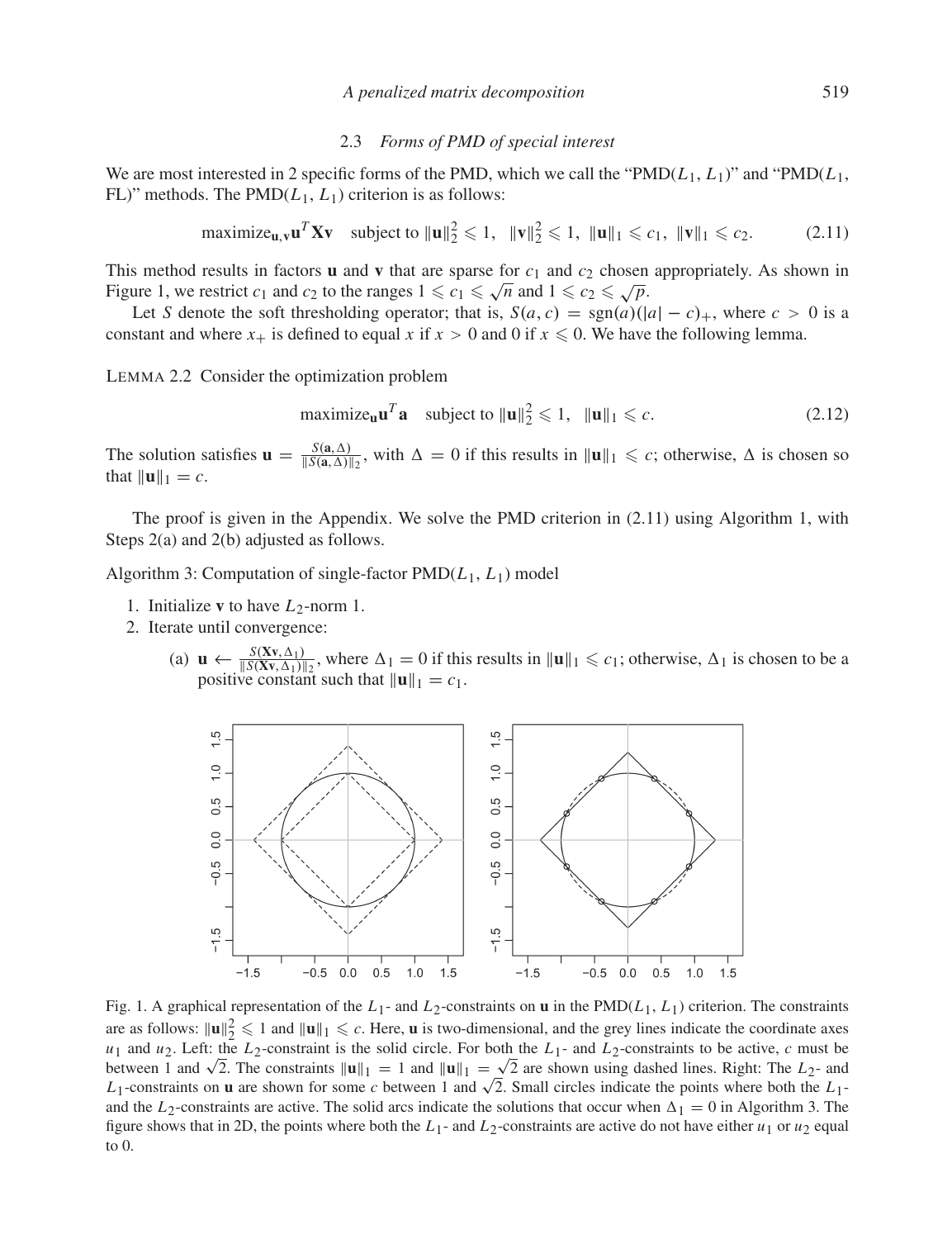### 2.3 *Forms of PMD of special interest*

We are most interested in 2 specific forms of the PMD, which we call the "PMD($L_1$, $L_1$)" and "PMD($L_1$, FL)" methods. The PMD($L_1$, $L_1$) criterion is as follows:

$$\text{maximize}_{\mathbf{u},\mathbf{v}} \mathbf{u}^T \mathbf{X} \mathbf{v} \quad \text{subject to } \|\mathbf{u}\|_2^2 \leqslant 1, \; \|\mathbf{v}\|_2^2 \leqslant 1, \; \|\mathbf{u}\|_1 \leqslant c_1, \; \|\mathbf{v}\|_1 \leqslant c_2. \tag{2.11}$$

This method results in factors $\mathbf{u}$ and $\mathbf{v}$ that are sparse for $c_1$ and $c_2$ chosen appropriately. As shown in Figure 1, we restrict $c_1$ and $c_2$ to the ranges $1 \leqslant c_1 \leqslant \sqrt{n}$ and $1 \leqslant c_2 \leqslant \sqrt{p}$.

Let $S$ denote the soft thresholding operator; that is, $S(a, c) = \text{sgn}(a)(|a| - c)_+$, where $c > 0$ is a constant and where $x_+$ is defined to equal $x$ if $x > 0$ and 0 if $x \leqslant 0$. We have the following lemma.

LEMMA 2.2 Consider the optimization problem

$$\text{maximize}_{\mathbf{u}} \mathbf{u}^T \mathbf{a} \quad \text{subject to } \|\mathbf{u}\|_2^2 \leqslant 1, \; \|\mathbf{u}\|_1 \leqslant c. \tag{2.12}$$

The solution satisfies $\mathbf{u} = \frac{S(\mathbf{a}, \Delta)}{\|S(\mathbf{a}, \Delta)\|_2}$, with $\Delta = 0$ if this results in $\|\mathbf{u}\|_1 \leqslant c$; otherwise, $\Delta$ is chosen so that $\|\mathbf{u}\|_1 = c$.

The proof is given in the Appendix. We solve the PMD criterion in (2.11) using Algorithm 1, with Steps 2(a) and 2(b) adjusted as follows.

Algorithm 3: Computation of single-factor PMD($L_1$, $L_1$) model

1. Initialize $\mathbf{v}$ to have $L_2$-norm 1.
2. Iterate until convergence:
   (a) $\mathbf{u} \leftarrow \frac{S(\mathbf{X}\mathbf{v}, \Delta_1)}{\|S(\mathbf{X}\mathbf{v}, \Delta_1)\|_2}$, where $\Delta_1 = 0$ if this results in $\|\mathbf{u}\|_1 \leqslant c_1$; otherwise, $\Delta_1$ is chosen to be a positive constant such that $\|\mathbf{u}\|_1 = c_1$.

Fig. 1. A graphical representation of the $L_1$- and $L_2$-constraints on $\mathbf{u}$ in the PMD($L_1$, $L_1$) criterion. The constraints are as follows: $\|\mathbf{u}\|_2^2 \leqslant 1$ and $\|\mathbf{u}\|_1 \leqslant c$. Here, $\mathbf{u}$ is two-dimensional, and the grey lines indicate the coordinate axes $u_1$ and $u_2$. Left: the $L_2$-constraint is the solid circle. For both the $L_1$- and $L_2$-constraints to be active, $c$ must be between 1 and $\sqrt{2}$. The constraints $\|\mathbf{u}\|_1 = 1$ and $\|\mathbf{u}\|_1 = \sqrt{2}$ are shown using dashed lines. Right: The $L_2$- and $L_1$-constraints on $\mathbf{u}$ are shown for some $c$ between 1 and $\sqrt{2}$. Small circles indicate the points where both the $L_1$- and the $L_2$-constraints are active. The solid arcs indicate the solutions that occur when $\Delta_1 = 0$ in Algorithm 3. The figure shows that in 2D, the points where both the $L_1$- and $L_2$-constraints are active do not have either $u_1$ or $u_2$ equal to 0.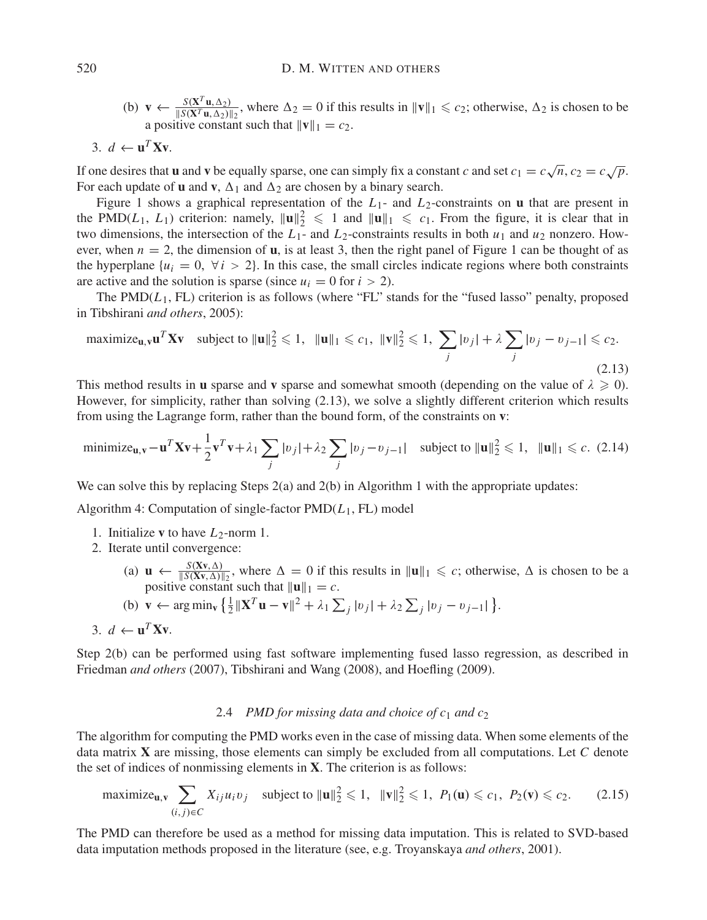(b) $\mathbf{v} \leftarrow \frac{S(\mathbf{X}^T\mathbf{u}, \Delta_2)}{\|S(\mathbf{X}^T\mathbf{u}, \Delta_2)\|_2}$, where $\Delta_2 = 0$ if this results in $\|\mathbf{v}\|_1 \leqslant c_2$; otherwise, $\Delta_2$ is chosen to be a positive constant such that $\|\mathbf{v}\|_1 = c_2$.

3. $d \leftarrow \mathbf{u}^T\mathbf{X}\mathbf{v}$.

If one desires that **u** and **v** be equally sparse, one can simply fix a constant $c$ and set $c_1 = c\sqrt{n}$, $c_2 = c\sqrt{p}$. For each update of **u** and **v**, $\Delta_1$ and $\Delta_2$ are chosen by a binary search.

Figure 1 shows a graphical representation of the $L_1$- and $L_2$-constraints on **u** that are present in the PMD($L_1$, $L_1$) criterion: namely, $\|\mathbf{u}\|_2^2 \leqslant 1$ and $\|\mathbf{u}\|_1 \leqslant c_1$. From the figure, it is clear that in two dimensions, the intersection of the $L_1$- and $L_2$-constraints results in both $u_1$ and $u_2$ nonzero. However, when $n = 2$, the dimension of **u**, is at least 3, then the right panel of Figure 1 can be thought of as the hyperplane $\{u_i = 0, \ \forall i > 2\}$. In this case, the small circles indicate regions where both constraints are active and the solution is sparse (since $u_i = 0$ for $i > 2$).

The PMD($L_1$, FL) criterion is as follows (where "FL" stands for the "fused lasso" penalty, proposed in Tibshirani *and others*, 2005):

$$\text{maximize}_{\mathbf{u},\mathbf{v}} \mathbf{u}^T\mathbf{X}\mathbf{v} \quad \text{subject to } \|\mathbf{u}\|_2^2 \leqslant 1, \ \ \|\mathbf{u}\|_1 \leqslant c_1, \ \ \|\mathbf{v}\|_2^2 \leqslant 1, \ \sum_j |v_j| + \lambda \sum_j |v_j - v_{j-1}| \leqslant c_2. \tag{2.13}$$

This method results in **u** sparse and **v** sparse and somewhat smooth (depending on the value of $\lambda \geqslant 0$). However, for simplicity, rather than solving (2.13), we solve a slightly different criterion which results from using the Lagrange form, rather than the bound form, of the constraints on **v**:

$$\text{minimize}_{\mathbf{u},\mathbf{v}} - \mathbf{u}^T\mathbf{X}\mathbf{v} + \frac{1}{2}\mathbf{v}^T\mathbf{v} + \lambda_1 \sum_j |v_j| + \lambda_2 \sum_j |v_j - v_{j-1}| \quad \text{subject to } \|\mathbf{u}\|_2^2 \leqslant 1, \ \ \|\mathbf{u}\|_1 \leqslant c. \tag{2.14}$$

We can solve this by replacing Steps 2(a) and 2(b) in Algorithm 1 with the appropriate updates:

Algorithm 4: Computation of single-factor PMD($L_1$, FL) model

1. Initialize **v** to have $L_2$-norm 1.
2. Iterate until convergence:

   (a) $\mathbf{u} \leftarrow \frac{S(\mathbf{X}\mathbf{v}, \Delta)}{\|S(\mathbf{X}\mathbf{v}, \Delta)\|_2}$, where $\Delta = 0$ if this results in $\|\mathbf{u}\|_1 \leqslant c$; otherwise, $\Delta$ is chosen to be a positive constant such that $\|\mathbf{u}\|_1 = c$.

   (b) $\mathbf{v} \leftarrow \arg\min_{\mathbf{v}} \left\{ \frac{1}{2}\|\mathbf{X}^T\mathbf{u} - \mathbf{v}\|^2 + \lambda_1 \sum_j |v_j| + \lambda_2 \sum_j |v_j - v_{j-1}| \right\}$.

3. $d \leftarrow \mathbf{u}^T\mathbf{X}\mathbf{v}$.

Step 2(b) can be performed using fast software implementing fused lasso regression, as described in Friedman *and others* (2007), Tibshirani and Wang (2008), and Hoefling (2009).

### 2.4 *PMD for missing data and choice of $c_1$ and $c_2$*

The algorithm for computing the PMD works even in the case of missing data. When some elements of the data matrix **X** are missing, those elements can simply be excluded from all computations. Let $C$ denote the set of indices of nonmissing elements in **X**. The criterion is as follows:

$$\text{maximize}_{\mathbf{u},\mathbf{v}} \sum_{(i,j)\in C} X_{ij} u_i v_j \quad \text{subject to } \|\mathbf{u}\|_2^2 \leqslant 1, \ \ \|\mathbf{v}\|_2^2 \leqslant 1, \ P_1(\mathbf{u}) \leqslant c_1, \ P_2(\mathbf{v}) \leqslant c_2. \tag{2.15}$$

The PMD can therefore be used as a method for missing data imputation. This is related to SVD-based data imputation methods proposed in the literature (see, e.g. Troyanskaya *and others*, 2001).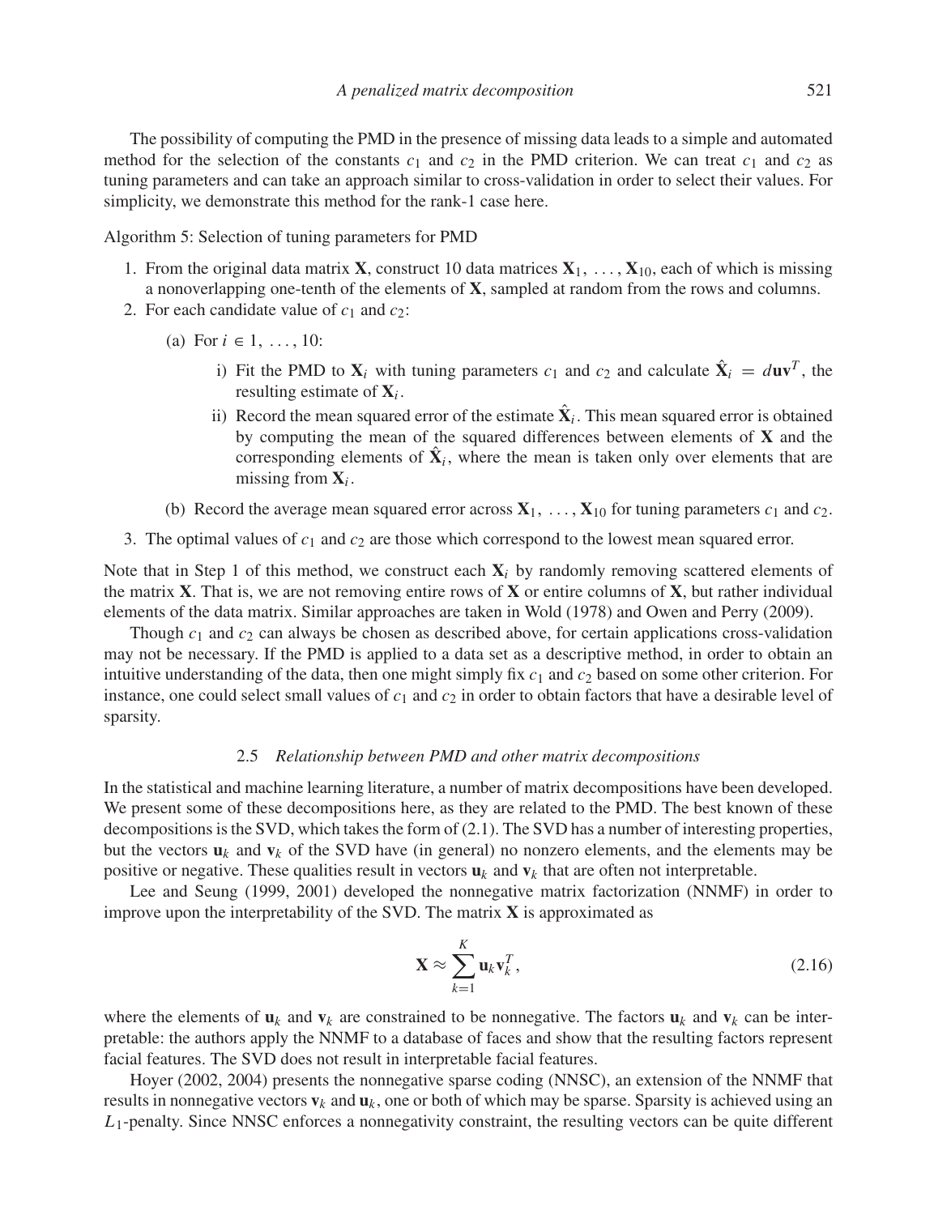The possibility of computing the PMD in the presence of missing data leads to a simple and automated method for the selection of the constants $c_1$ and $c_2$ in the PMD criterion. We can treat $c_1$ and $c_2$ as tuning parameters and can take an approach similar to cross-validation in order to select their values. For simplicity, we demonstrate this method for the rank-1 case here.

Algorithm 5: Selection of tuning parameters for PMD

1. From the original data matrix $\mathbf{X}$, construct 10 data matrices $\mathbf{X}_1, \ldots, \mathbf{X}_{10}$, each of which is missing a nonoverlapping one-tenth of the elements of $\mathbf{X}$, sampled at random from the rows and columns.
2. For each candidate value of $c_1$ and $c_2$:
   (a) For $i \in 1, \ldots, 10$:
      i) Fit the PMD to $\mathbf{X}_i$ with tuning parameters $c_1$ and $c_2$ and calculate $\hat{\mathbf{X}}_i = d\mathbf{u}\mathbf{v}^T$, the resulting estimate of $\mathbf{X}_i$.
      ii) Record the mean squared error of the estimate $\hat{\mathbf{X}}_i$. This mean squared error is obtained by computing the mean of the squared differences between elements of $\mathbf{X}$ and the corresponding elements of $\hat{\mathbf{X}}_i$, where the mean is taken only over elements that are missing from $\mathbf{X}_i$.
   (b) Record the average mean squared error across $\mathbf{X}_1, \ldots, \mathbf{X}_{10}$ for tuning parameters $c_1$ and $c_2$.
3. The optimal values of $c_1$ and $c_2$ are those which correspond to the lowest mean squared error.

Note that in Step 1 of this method, we construct each $\mathbf{X}_i$ by randomly removing scattered elements of the matrix $\mathbf{X}$. That is, we are not removing entire rows of $\mathbf{X}$ or entire columns of $\mathbf{X}$, but rather individual elements of the data matrix. Similar approaches are taken in Wold (1978) and Owen and Perry (2009).

Though $c_1$ and $c_2$ can always be chosen as described above, for certain applications cross-validation may not be necessary. If the PMD is applied to a data set as a descriptive method, in order to obtain an intuitive understanding of the data, then one might simply fix $c_1$ and $c_2$ based on some other criterion. For instance, one could select small values of $c_1$ and $c_2$ in order to obtain factors that have a desirable level of sparsity.

### 2.5 *Relationship between PMD and other matrix decompositions*

In the statistical and machine learning literature, a number of matrix decompositions have been developed. We present some of these decompositions here, as they are related to the PMD. The best known of these decompositions is the SVD, which takes the form of (2.1). The SVD has a number of interesting properties, but the vectors $\mathbf{u}_k$ and $\mathbf{v}_k$ of the SVD have (in general) no nonzero elements, and the elements may be positive or negative. These qualities result in vectors $\mathbf{u}_k$ and $\mathbf{v}_k$ that are often not interpretable.

Lee and Seung (1999, 2001) developed the nonnegative matrix factorization (NNMF) in order to improve upon the interpretability of the SVD. The matrix $\mathbf{X}$ is approximated as

$$\mathbf{X} \approx \sum_{k=1}^{K} \mathbf{u}_k \mathbf{v}_k^T, \tag{2.16}$$

where the elements of $\mathbf{u}_k$ and $\mathbf{v}_k$ are constrained to be nonnegative. The factors $\mathbf{u}_k$ and $\mathbf{v}_k$ can be interpretable: the authors apply the NNMF to a database of faces and show that the resulting factors represent facial features. The SVD does not result in interpretable facial features.

Hoyer (2002, 2004) presents the nonnegative sparse coding (NNSC), an extension of the NNMF that results in nonnegative vectors $\mathbf{v}_k$ and $\mathbf{u}_k$, one or both of which may be sparse. Sparsity is achieved using an $L_1$-penalty. Since NNSC enforces a nonnegativity constraint, the resulting vectors can be quite different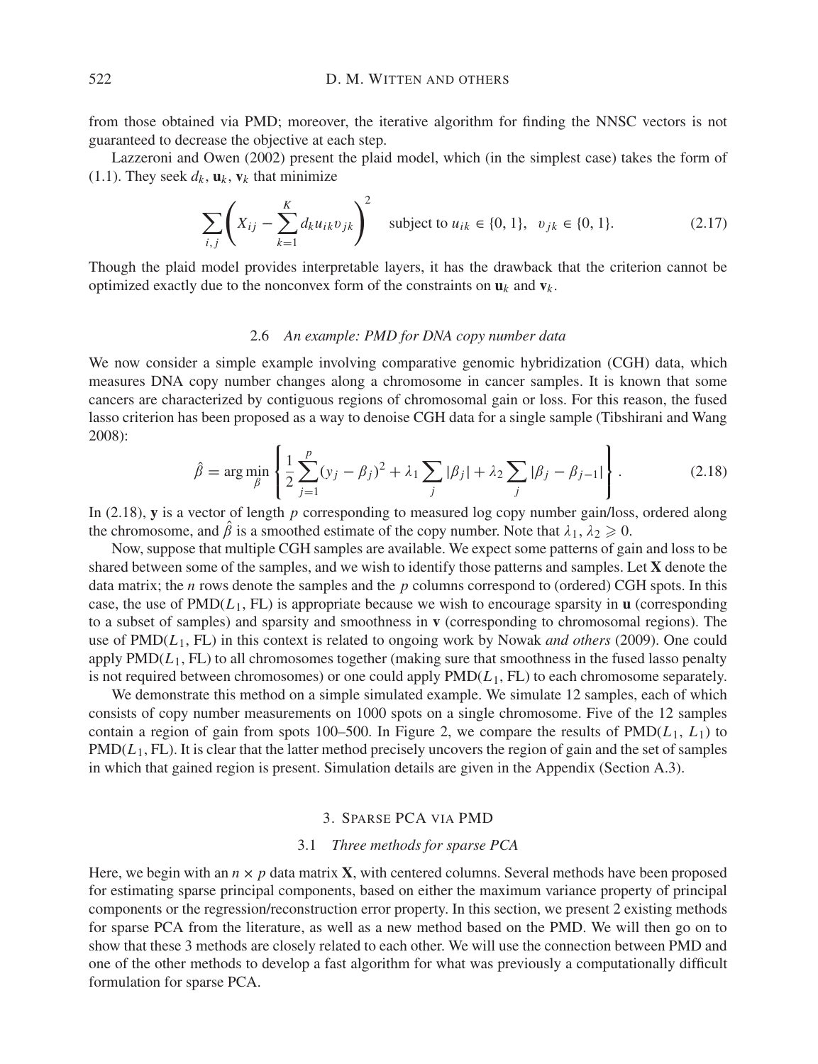from those obtained via PMD; moreover, the iterative algorithm for finding the NNSC vectors is not guaranteed to decrease the objective at each step.

Lazzeroni and Owen (2002) present the plaid model, which (in the simplest case) takes the form of (1.1). They seek $d_k$, $\mathbf{u}_k$, $\mathbf{v}_k$ that minimize

$$\sum_{i,j} \left( X_{ij} - \sum_{k=1}^{K} d_k u_{ik} v_{jk} \right)^2 \quad \text{subject to } u_{ik} \in \{0, 1\}, \;\; v_{jk} \in \{0, 1\}. \tag{2.17}$$

Though the plaid model provides interpretable layers, it has the drawback that the criterion cannot be optimized exactly due to the nonconvex form of the constraints on $\mathbf{u}_k$ and $\mathbf{v}_k$.

### 2.6 *An example: PMD for DNA copy number data*

We now consider a simple example involving comparative genomic hybridization (CGH) data, which measures DNA copy number changes along a chromosome in cancer samples. It is known that some cancers are characterized by contiguous regions of chromosomal gain or loss. For this reason, the fused lasso criterion has been proposed as a way to denoise CGH data for a single sample (Tibshirani and Wang 2008):

$$\hat{\beta} = \arg\min_{\beta} \left\{ \frac{1}{2} \sum_{j=1}^{p} (y_j - \beta_j)^2 + \lambda_1 \sum_j |\beta_j| + \lambda_2 \sum_j |\beta_j - \beta_{j-1}| \right\}. \tag{2.18}$$

In (2.18), $\mathbf{y}$ is a vector of length $p$ corresponding to measured log copy number gain/loss, ordered along the chromosome, and $\hat{\beta}$ is a smoothed estimate of the copy number. Note that $\lambda_1, \lambda_2 \geqslant 0$.

Now, suppose that multiple CGH samples are available. We expect some patterns of gain and loss to be shared between some of the samples, and we wish to identify those patterns and samples. Let $\mathbf{X}$ denote the data matrix; the $n$ rows denote the samples and the $p$ columns correspond to (ordered) CGH spots. In this case, the use of PMD($L_1$, FL) is appropriate because we wish to encourage sparsity in $\mathbf{u}$ (corresponding to a subset of samples) and sparsity and smoothness in $\mathbf{v}$ (corresponding to chromosomal regions). The use of PMD($L_1$, FL) in this context is related to ongoing work by Nowak *and others* (2009). One could apply PMD($L_1$, FL) to all chromosomes together (making sure that smoothness in the fused lasso penalty is not required between chromosomes) or one could apply PMD($L_1$, FL) to each chromosome separately.

We demonstrate this method on a simple simulated example. We simulate 12 samples, each of which consists of copy number measurements on 1000 spots on a single chromosome. Five of the 12 samples contain a region of gain from spots 100–500. In Figure 2, we compare the results of PMD($L_1$, $L_1$) to PMD($L_1$, FL). It is clear that the latter method precisely uncovers the region of gain and the set of samples in which that gained region is present. Simulation details are given in the Appendix (Section A.3).

## 3. Sparse PCA via PMD

### 3.1 *Three methods for sparse PCA*

Here, we begin with an $n \times p$ data matrix $\mathbf{X}$, with centered columns. Several methods have been proposed for estimating sparse principal components, based on either the maximum variance property of principal components or the regression/reconstruction error property. In this section, we present 2 existing methods for sparse PCA from the literature, as well as a new method based on the PMD. We will then go on to show that these 3 methods are closely related to each other. We will use the connection between PMD and one of the other methods to develop a fast algorithm for what was previously a computationally difficult formulation for sparse PCA.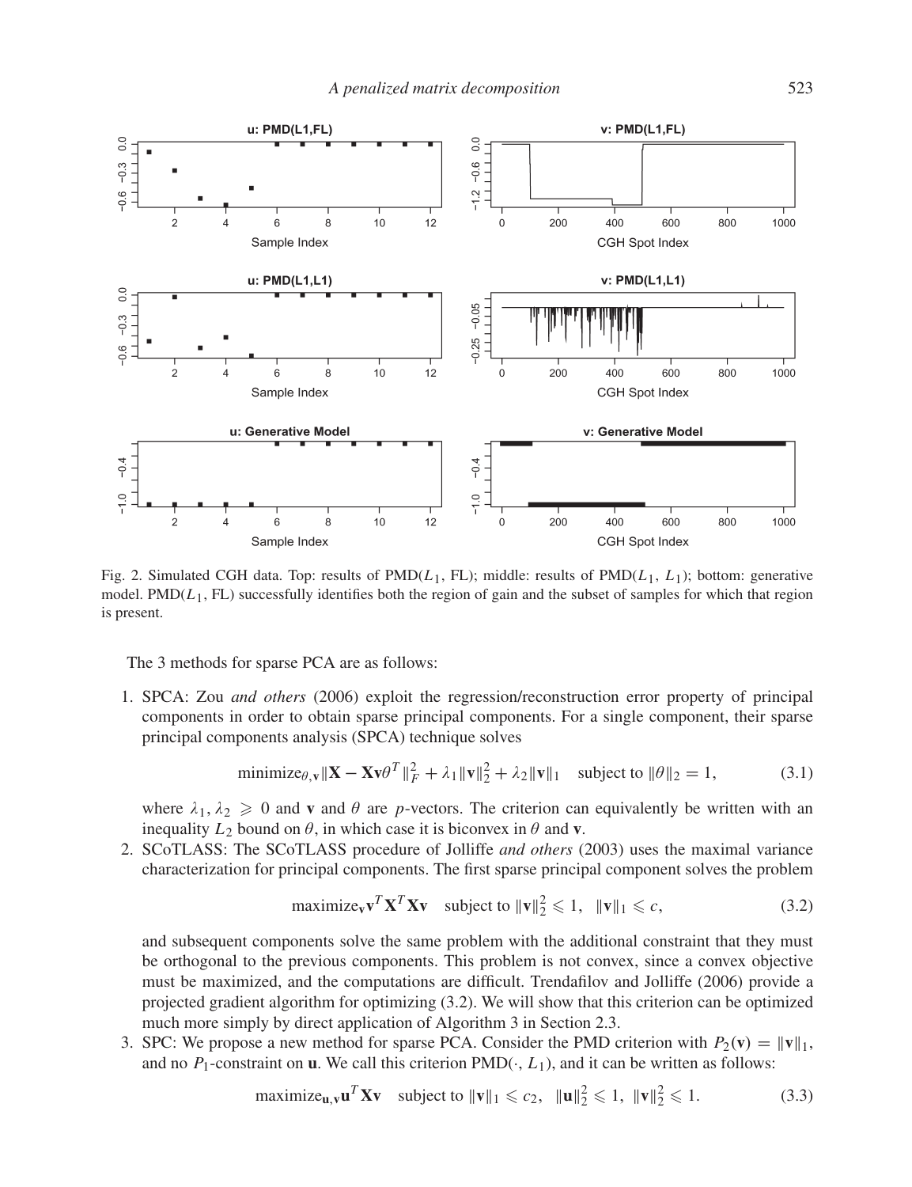u: PMD(L1,FL)

0.0 −0.3 −0.6

2 4 6 8 10 12

Sample Index

v: PMD(L1,FL)

0.0 −0.6 −1.2

0 200 400 600 800 1000

CGH Spot Index

u: PMD(L1,L1)

0.0 −0.3 −0.6

2 4 6 8 10 12

Sample Index

v: PMD(L1,L1)

−0.05 −0.25

0 200 400 600 800 1000

CGH Spot Index

u: Generative Model

−0.4 −1.0

2 4 6 8 10 12

Sample Index

v: Generative Model

−0.4 −1.0

0 200 400 600 800 1000

CGH Spot Index

Fig. 2. Simulated CGH data. Top: results of PMD($L_1$, FL); middle: results of PMD($L_1$, $L_1$); bottom: generative model. PMD($L_1$, FL) successfully identifies both the region of gain and the subset of samples for which that region is present.

The 3 methods for sparse PCA are as follows:

1. SPCA: Zou *and others* (2006) exploit the regression/reconstruction error property of principal components in order to obtain sparse principal components. For a single component, their sparse principal components analysis (SPCA) technique solves

$$\text{minimize}_{\theta,\mathbf{v}} \|\mathbf{X} - \mathbf{X}\mathbf{v}\theta^T\|_F^2 + \lambda_1\|\mathbf{v}\|_2^2 + \lambda_2\|\mathbf{v}\|_1 \quad \text{subject to } \|\theta\|_2 = 1, \tag{3.1}$$

where $\lambda_1, \lambda_2 \geqslant 0$ and $\mathbf{v}$ and $\theta$ are $p$-vectors. The criterion can equivalently be written with an inequality $L_2$ bound on $\theta$, in which case it is biconvex in $\theta$ and $\mathbf{v}$.

2. SCoTLASS: The SCoTLASS procedure of Jolliffe *and others* (2003) uses the maximal variance characterization for principal components. The first sparse principal component solves the problem

$$\text{maximize}_{\mathbf{v}} \mathbf{v}^T\mathbf{X}^T\mathbf{X}\mathbf{v} \quad \text{subject to } \|\mathbf{v}\|_2^2 \leqslant 1, \ \ \|\mathbf{v}\|_1 \leqslant c, \tag{3.2}$$

and subsequent components solve the same problem with the additional constraint that they must be orthogonal to the previous components. This problem is not convex, since a convex objective must be maximized, and the computations are difficult. Trendafilov and Jolliffe (2006) provide a projected gradient algorithm for optimizing (3.2). We will show that this criterion can be optimized much more simply by direct application of Algorithm 3 in Section 2.3.

3. SPC: We propose a new method for sparse PCA. Consider the PMD criterion with $P_2(\mathbf{v}) = \|\mathbf{v}\|_1$, and no $P_1$-constraint on $\mathbf{u}$. We call this criterion PMD($\cdot$, $L_1$), and it can be written as follows:

$$\text{maximize}_{\mathbf{u},\mathbf{v}} \mathbf{u}^T\mathbf{X}\mathbf{v} \quad \text{subject to } \|\mathbf{v}\|_1 \leqslant c_2, \ \ \|\mathbf{u}\|_2^2 \leqslant 1, \ \|\mathbf{v}\|_2^2 \leqslant 1. \tag{3.3}$$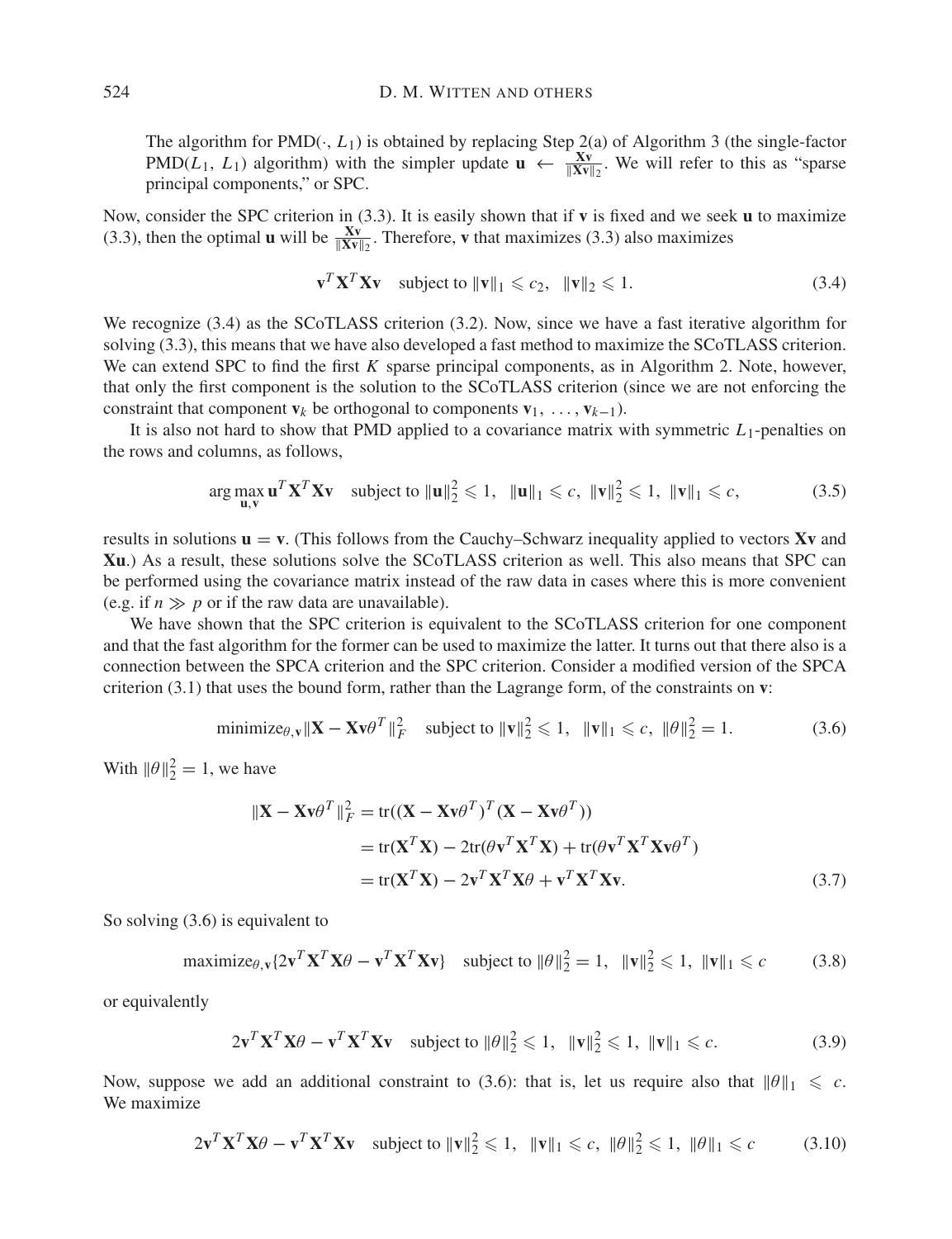The algorithm for PMD($\cdot$, $L_1$) is obtained by replacing Step 2(a) of Algorithm 3 (the single-factor PMD($L_1$, $L_1$) algorithm) with the simpler update $\mathbf{u} \leftarrow \frac{\mathbf{Xv}}{\|\mathbf{Xv}\|_2}$. We will refer to this as "sparse principal components," or SPC.

Now, consider the SPC criterion in (3.3). It is easily shown that if $\mathbf{v}$ is fixed and we seek $\mathbf{u}$ to maximize (3.3), then the optimal $\mathbf{u}$ will be $\frac{\mathbf{Xv}}{\|\mathbf{Xv}\|_2}$. Therefore, $\mathbf{v}$ that maximizes (3.3) also maximizes

$$\mathbf{v}^T\mathbf{X}^T\mathbf{X}\mathbf{v} \quad \text{subject to } \|\mathbf{v}\|_1 \leqslant c_2, \;\; \|\mathbf{v}\|_2 \leqslant 1. \tag{3.4}$$

We recognize (3.4) as the SCoTLASS criterion (3.2). Now, since we have a fast iterative algorithm for solving (3.3), this means that we have also developed a fast method to maximize the SCoTLASS criterion. We can extend SPC to find the first $K$ sparse principal components, as in Algorithm 2. Note, however, that only the first component is the solution to the SCoTLASS criterion (since we are not enforcing the constraint that component $\mathbf{v}_k$ be orthogonal to components $\mathbf{v}_1, \ldots, \mathbf{v}_{k-1}$).

It is also not hard to show that PMD applied to a covariance matrix with symmetric $L_1$-penalties on the rows and columns, as follows,

$$\arg\max_{\mathbf{u},\mathbf{v}} \mathbf{u}^T\mathbf{X}^T\mathbf{X}\mathbf{v} \quad \text{subject to } \|\mathbf{u}\|_2^2 \leqslant 1, \;\; \|\mathbf{u}\|_1 \leqslant c, \;\; \|\mathbf{v}\|_2^2 \leqslant 1, \;\; \|\mathbf{v}\|_1 \leqslant c, \tag{3.5}$$

results in solutions $\mathbf{u} = \mathbf{v}$. (This follows from the Cauchy–Schwarz inequality applied to vectors $\mathbf{Xv}$ and $\mathbf{Xu}$.) As a result, these solutions solve the SCoTLASS criterion as well. This also means that SPC can be performed using the covariance matrix instead of the raw data in cases where this is more convenient (e.g. if $n \gg p$ or if the raw data are unavailable).

We have shown that the SPC criterion is equivalent to the SCoTLASS criterion for one component and that the fast algorithm for the former can be used to maximize the latter. It turns out that there also is a connection between the SPCA criterion and the SPC criterion. Consider a modified version of the SPCA criterion (3.1) that uses the bound form, rather than the Lagrange form, of the constraints on $\mathbf{v}$:

$$\text{minimize}_{\theta,\mathbf{v}} \|\mathbf{X} - \mathbf{X}\mathbf{v}\theta^T\|_F^2 \quad \text{subject to } \|\mathbf{v}\|_2^2 \leqslant 1, \;\; \|\mathbf{v}\|_1 \leqslant c, \;\; \|\theta\|_2^2 = 1. \tag{3.6}$$

With $\|\theta\|_2^2 = 1$, we have

$$\begin{aligned}
\|\mathbf{X} - \mathbf{X}\mathbf{v}\theta^T\|_F^2 &= \mathrm{tr}((\mathbf{X} - \mathbf{X}\mathbf{v}\theta^T)^T(\mathbf{X} - \mathbf{X}\mathbf{v}\theta^T)) \\
&= \mathrm{tr}(\mathbf{X}^T\mathbf{X}) - 2\mathrm{tr}(\theta\mathbf{v}^T\mathbf{X}^T\mathbf{X}) + \mathrm{tr}(\theta\mathbf{v}^T\mathbf{X}^T\mathbf{X}\mathbf{v}\theta^T) \\
&= \mathrm{tr}(\mathbf{X}^T\mathbf{X}) - 2\mathbf{v}^T\mathbf{X}^T\mathbf{X}\theta + \mathbf{v}^T\mathbf{X}^T\mathbf{X}\mathbf{v}.
\end{aligned} \tag{3.7}$$

So solving (3.6) is equivalent to

$$\text{maximize}_{\theta,\mathbf{v}}\{2\mathbf{v}^T\mathbf{X}^T\mathbf{X}\theta - \mathbf{v}^T\mathbf{X}^T\mathbf{X}\mathbf{v}\} \quad \text{subject to } \|\theta\|_2^2 = 1, \;\; \|\mathbf{v}\|_2^2 \leqslant 1, \;\; \|\mathbf{v}\|_1 \leqslant c \tag{3.8}$$

or equivalently

$$2\mathbf{v}^T\mathbf{X}^T\mathbf{X}\theta - \mathbf{v}^T\mathbf{X}^T\mathbf{X}\mathbf{v} \quad \text{subject to } \|\theta\|_2^2 \leqslant 1, \;\; \|\mathbf{v}\|_2^2 \leqslant 1, \;\; \|\mathbf{v}\|_1 \leqslant c. \tag{3.9}$$

Now, suppose we add an additional constraint to (3.6): that is, let us require also that $\|\theta\|_1 \leqslant c$. We maximize

$$2\mathbf{v}^T\mathbf{X}^T\mathbf{X}\theta - \mathbf{v}^T\mathbf{X}^T\mathbf{X}\mathbf{v} \quad \text{subject to } \|\mathbf{v}\|_2^2 \leqslant 1, \;\; \|\mathbf{v}\|_1 \leqslant c, \;\; \|\theta\|_2^2 \leqslant 1, \;\; \|\theta\|_1 \leqslant c \tag{3.10}$$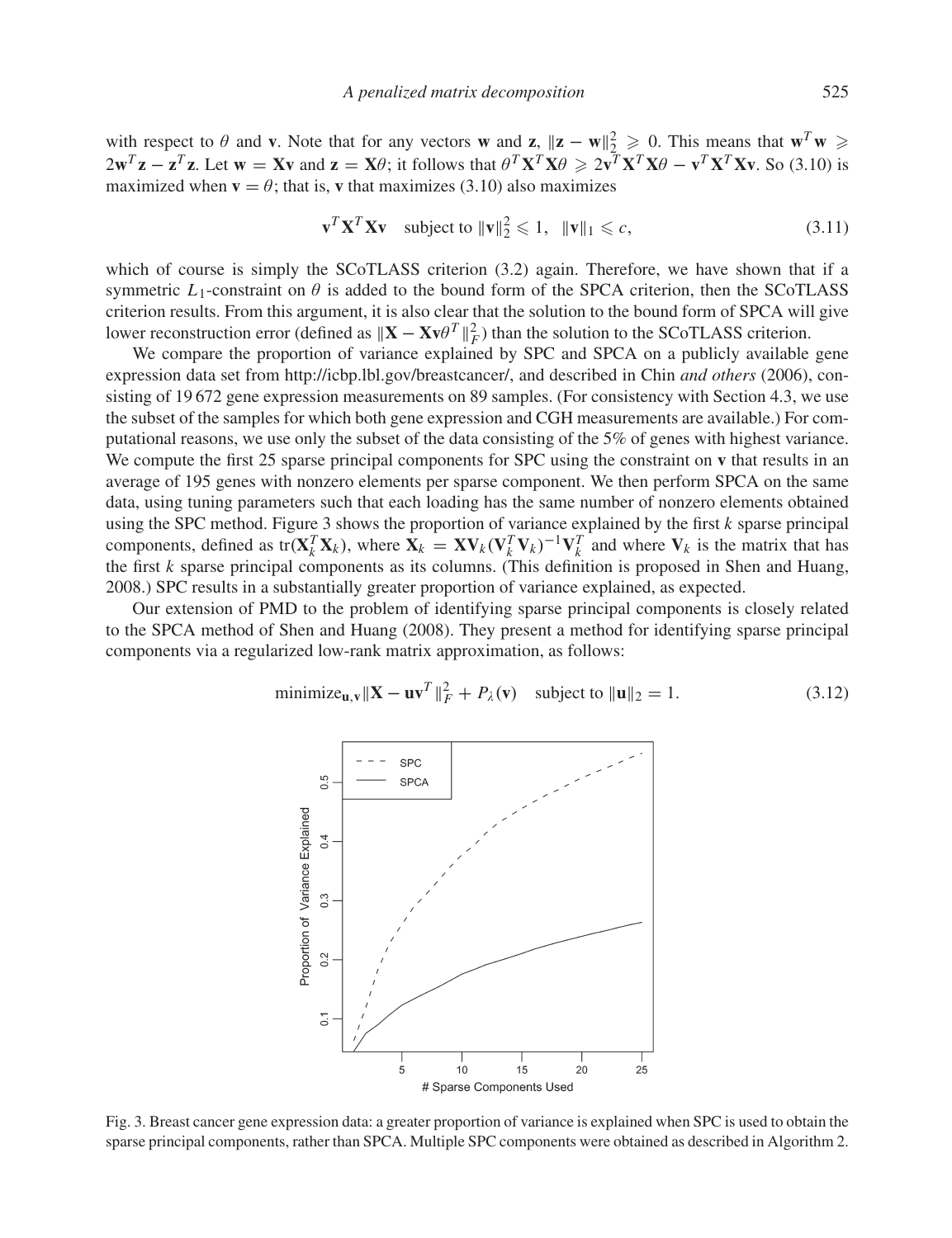with respect to $\theta$ and $\mathbf{v}$. Note that for any vectors $\mathbf{w}$ and $\mathbf{z}$, $\|\mathbf{z} - \mathbf{w}\|_2^2 \geqslant 0$. This means that $\mathbf{w}^T\mathbf{w} \geqslant 2\mathbf{w}^T\mathbf{z} - \mathbf{z}^T\mathbf{z}$. Let $\mathbf{w} = \mathbf{X}\mathbf{v}$ and $\mathbf{z} = \mathbf{X}\theta$; it follows that $\theta^T\mathbf{X}^T\mathbf{X}\theta \geqslant 2\mathbf{v}^T\mathbf{X}^T\mathbf{X}\theta - \mathbf{v}^T\mathbf{X}^T\mathbf{X}\mathbf{v}$. So (3.10) is maximized when $\mathbf{v} = \theta$; that is, $\mathbf{v}$ that maximizes (3.10) also maximizes

$$\mathbf{v}^T\mathbf{X}^T\mathbf{X}\mathbf{v} \quad \text{subject to } \|\mathbf{v}\|_2^2 \leqslant 1, \quad \|\mathbf{v}\|_1 \leqslant c, \tag{3.11}$$

which of course is simply the SCoTLASS criterion (3.2) again. Therefore, we have shown that if a symmetric $L_1$-constraint on $\theta$ is added to the bound form of the SPCA criterion, then the SCoTLASS criterion results. From this argument, it is also clear that the solution to the bound form of SPCA will give lower reconstruction error (defined as $\|\mathbf{X} - \mathbf{X}\mathbf{v}\theta^T\|_F^2$) than the solution to the SCoTLASS criterion.

We compare the proportion of variance explained by SPC and SPCA on a publicly available gene expression data set from http://icbp.lbl.gov/breastcancer/, and described in Chin *and others* (2006), consisting of 19 672 gene expression measurements on 89 samples. (For consistency with Section 4.3, we use the subset of the samples for which both gene expression and CGH measurements are available.) For computational reasons, we use only the subset of the data consisting of the 5% of genes with highest variance. We compute the first 25 sparse principal components for SPC using the constraint on $\mathbf{v}$ that results in an average of 195 genes with nonzero elements per sparse component. We then perform SPCA on the same data, using tuning parameters such that each loading has the same number of nonzero elements obtained using the SPC method. Figure 3 shows the proportion of variance explained by the first $k$ sparse principal components, defined as $\text{tr}(\mathbf{X}_k^T\mathbf{X}_k)$, where $\mathbf{X}_k = \mathbf{X}\mathbf{V}_k(\mathbf{V}_k^T\mathbf{V}_k)^{-1}\mathbf{V}_k^T$ and where $\mathbf{V}_k$ is the matrix that has the first $k$ sparse principal components as its columns. (This definition is proposed in Shen and Huang, 2008.) SPC results in a substantially greater proportion of variance explained, as expected.

Our extension of PMD to the problem of identifying sparse principal components is closely related to the SPCA method of Shen and Huang (2008). They present a method for identifying sparse principal components via a regularized low-rank matrix approximation, as follows:

$$\text{minimize}_{\mathbf{u},\mathbf{v}} \|\mathbf{X} - \mathbf{u}\mathbf{v}^T\|_F^2 + P_\lambda(\mathbf{v}) \quad \text{subject to } \|\mathbf{u}\|_2 = 1. \tag{3.12}$$

SPC
SPCA
Proportion of Variance Explained
0.1
0.2
0.3
0.4
0.5
5
10
15
20
25
# Sparse Components Used

Fig. 3. Breast cancer gene expression data: a greater proportion of variance is explained when SPC is used to obtain the sparse principal components, rather than SPCA. Multiple SPC components were obtained as described in Algorithm 2.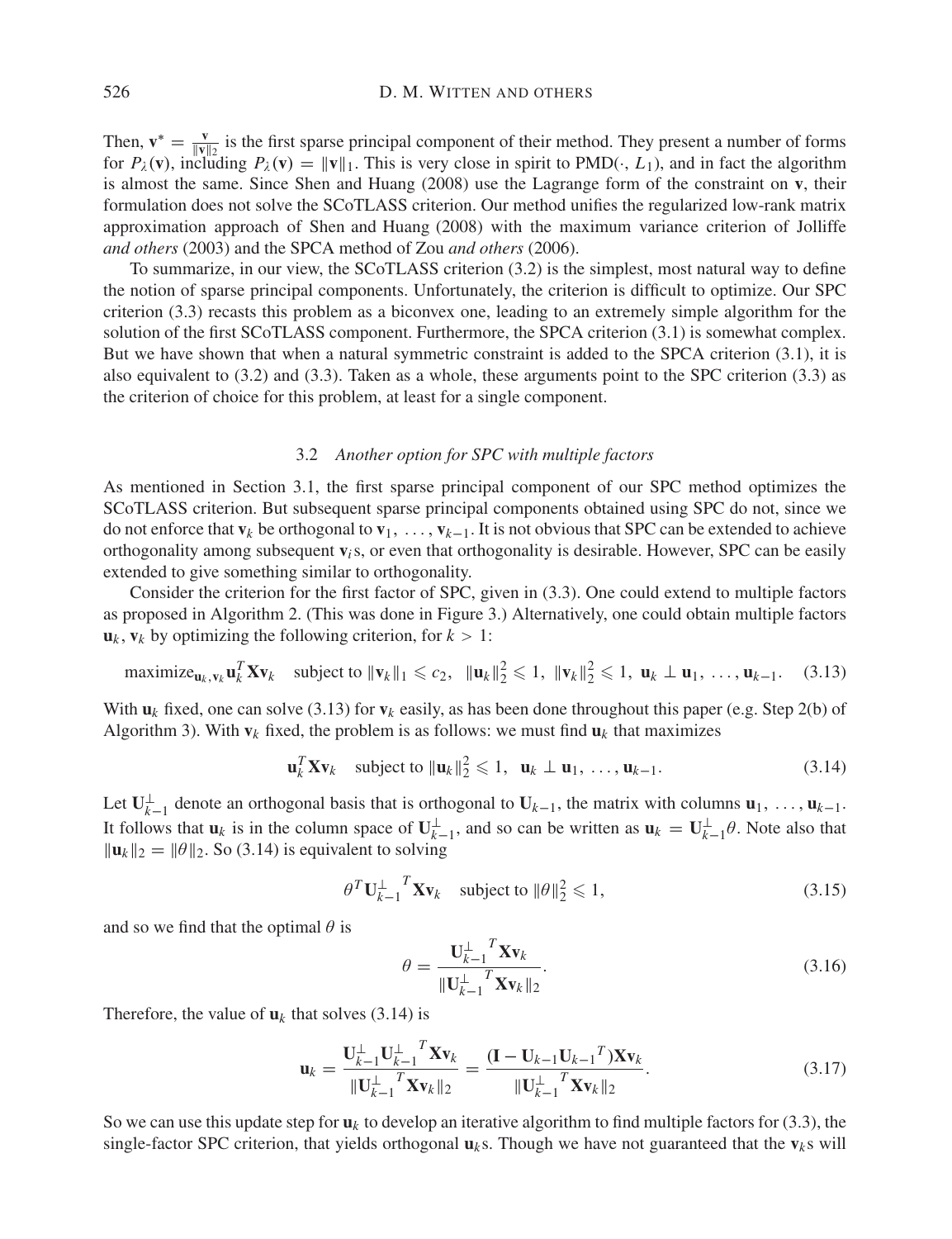Then, $\mathbf{v}^* = \frac{\mathbf{v}}{\|\mathbf{v}\|_2}$ is the first sparse principal component of their method. They present a number of forms for $P_\lambda(\mathbf{v})$, including $P_\lambda(\mathbf{v}) = \|\mathbf{v}\|_1$. This is very close in spirit to PMD($\cdot$, $L_1$), and in fact the algorithm is almost the same. Since Shen and Huang (2008) use the Lagrange form of the constraint on $\mathbf{v}$, their formulation does not solve the SCoTLASS criterion. Our method unifies the regularized low-rank matrix approximation approach of Shen and Huang (2008) with the maximum variance criterion of Jolliffe *and others* (2003) and the SPCA method of Zou *and others* (2006).

To summarize, in our view, the SCoTLASS criterion (3.2) is the simplest, most natural way to define the notion of sparse principal components. Unfortunately, the criterion is difficult to optimize. Our SPC criterion (3.3) recasts this problem as a biconvex one, leading to an extremely simple algorithm for the solution of the first SCoTLASS component. Furthermore, the SPCA criterion (3.1) is somewhat complex. But we have shown that when a natural symmetric constraint is added to the SPCA criterion (3.1), it is also equivalent to (3.2) and (3.3). Taken as a whole, these arguments point to the SPC criterion (3.3) as the criterion of choice for this problem, at least for a single component.

### 3.2 *Another option for SPC with multiple factors*

As mentioned in Section 3.1, the first sparse principal component of our SPC method optimizes the SCoTLASS criterion. But subsequent sparse principal components obtained using SPC do not, since we do not enforce that $\mathbf{v}_k$ be orthogonal to $\mathbf{v}_1, \ldots, \mathbf{v}_{k-1}$. It is not obvious that SPC can be extended to achieve orthogonality among subsequent $\mathbf{v}_i$s, or even that orthogonality is desirable. However, SPC can be easily extended to give something similar to orthogonality.

Consider the criterion for the first factor of SPC, given in (3.3). One could extend to multiple factors as proposed in Algorithm 2. (This was done in Figure 3.) Alternatively, one could obtain multiple factors $\mathbf{u}_k, \mathbf{v}_k$ by optimizing the following criterion, for $k > 1$:

$$\text{maximize}_{\mathbf{u}_k,\mathbf{v}_k} \mathbf{u}_k^T \mathbf{X} \mathbf{v}_k \quad \text{subject to } \|\mathbf{v}_k\|_1 \leqslant c_2, \;\; \|\mathbf{u}_k\|_2^2 \leqslant 1, \;\; \|\mathbf{v}_k\|_2^2 \leqslant 1, \;\; \mathbf{u}_k \perp \mathbf{u}_1, \ldots, \mathbf{u}_{k-1}. \tag{3.13}$$

With $\mathbf{u}_k$ fixed, one can solve (3.13) for $\mathbf{v}_k$ easily, as has been done throughout this paper (e.g. Step 2(b) of Algorithm 3). With $\mathbf{v}_k$ fixed, the problem is as follows: we must find $\mathbf{u}_k$ that maximizes

$$\mathbf{u}_k^T \mathbf{X} \mathbf{v}_k \quad \text{subject to } \|\mathbf{u}_k\|_2^2 \leqslant 1, \;\; \mathbf{u}_k \perp \mathbf{u}_1, \ldots, \mathbf{u}_{k-1}. \tag{3.14}$$

Let $\mathbf{U}_{k-1}^{\perp}$ denote an orthogonal basis that is orthogonal to $\mathbf{U}_{k-1}$, the matrix with columns $\mathbf{u}_1, \ldots, \mathbf{u}_{k-1}$. It follows that $\mathbf{u}_k$ is in the column space of $\mathbf{U}_{k-1}^{\perp}$, and so can be written as $\mathbf{u}_k = \mathbf{U}_{k-1}^{\perp}\theta$. Note also that $\|\mathbf{u}_k\|_2 = \|\theta\|_2$. So (3.14) is equivalent to solving

$$\theta^T {\mathbf{U}_{k-1}^{\perp}}^T \mathbf{X} \mathbf{v}_k \quad \text{subject to } \|\theta\|_2^2 \leqslant 1, \tag{3.15}$$

and so we find that the optimal $\theta$ is

$$\theta = \frac{{\mathbf{U}_{k-1}^{\perp}}^T \mathbf{X} \mathbf{v}_k}{\|{\mathbf{U}_{k-1}^{\perp}}^T \mathbf{X} \mathbf{v}_k\|_2}. \tag{3.16}$$

Therefore, the value of $\mathbf{u}_k$ that solves (3.14) is

$$\mathbf{u}_k = \frac{\mathbf{U}_{k-1}^{\perp}{\mathbf{U}_{k-1}^{\perp}}^T \mathbf{X} \mathbf{v}_k}{\|{\mathbf{U}_{k-1}^{\perp}}^T \mathbf{X} \mathbf{v}_k\|_2} = \frac{(\mathbf{I} - \mathbf{U}_{k-1}{\mathbf{U}_{k-1}}^T)\mathbf{X} \mathbf{v}_k}{\|{\mathbf{U}_{k-1}^{\perp}}^T \mathbf{X} \mathbf{v}_k\|_2}. \tag{3.17}$$

So we can use this update step for $\mathbf{u}_k$ to develop an iterative algorithm to find multiple factors for (3.3), the single-factor SPC criterion, that yields orthogonal $\mathbf{u}_k$s. Though we have not guaranteed that the $\mathbf{v}_k$s will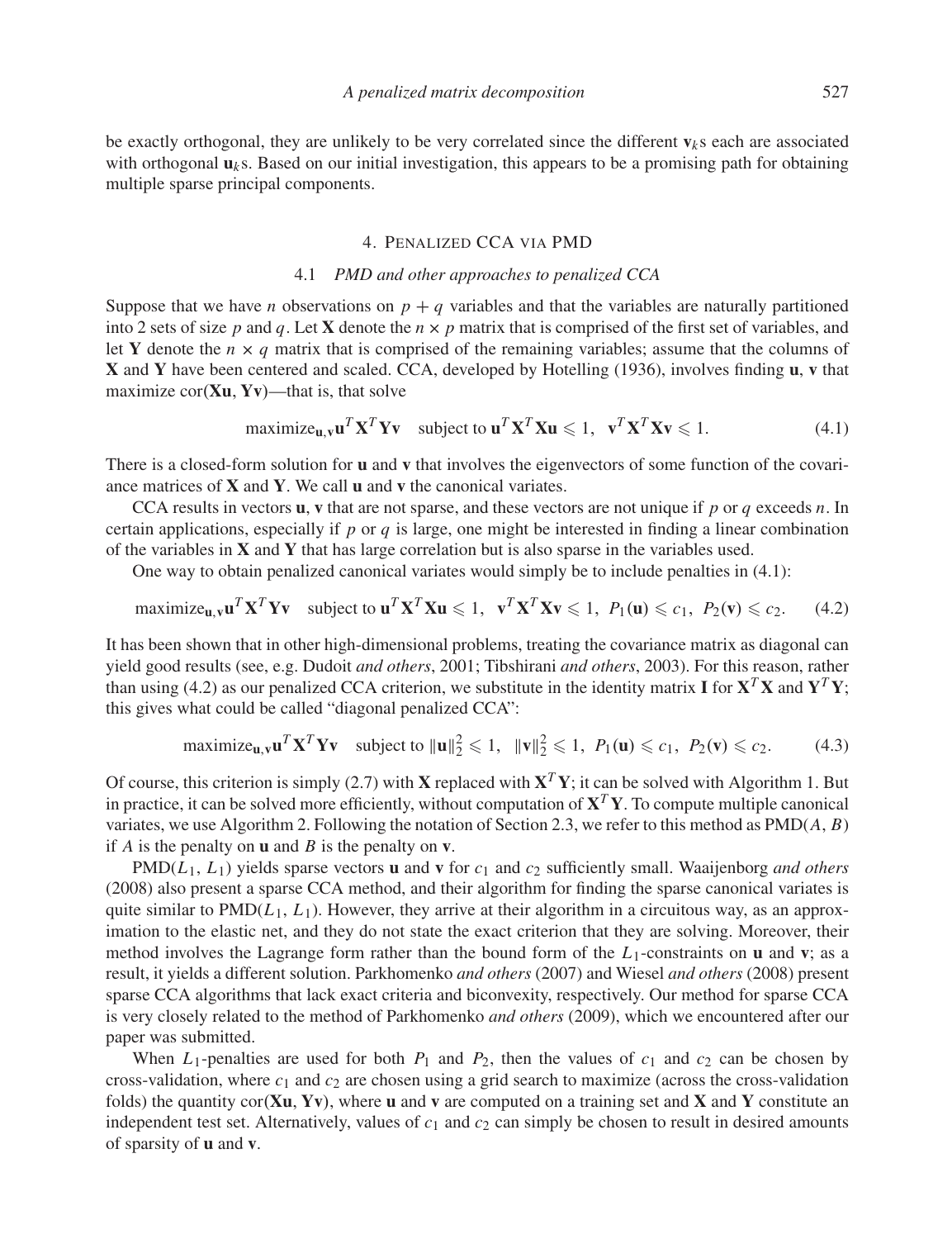be exactly orthogonal, they are unlikely to be very correlated since the different $\mathbf{v}_k$s each are associated with orthogonal $\mathbf{u}_k$s. Based on our initial investigation, this appears to be a promising path for obtaining multiple sparse principal components.

## 4. Penalized CCA via PMD

### 4.1 *PMD and other approaches to penalized CCA*

Suppose that we have $n$ observations on $p + q$ variables and that the variables are naturally partitioned into 2 sets of size $p$ and $q$. Let $\mathbf{X}$ denote the $n \times p$ matrix that is comprised of the first set of variables, and let $\mathbf{Y}$ denote the $n \times q$ matrix that is comprised of the remaining variables; assume that the columns of $\mathbf{X}$ and $\mathbf{Y}$ have been centered and scaled. CCA, developed by Hotelling (1936), involves finding $\mathbf{u}$, $\mathbf{v}$ that maximize $\mathrm{cor}(\mathbf{Xu}, \mathbf{Yv})$—that is, that solve

$$\mathrm{maximize}_{\mathbf{u},\mathbf{v}} \mathbf{u}^T\mathbf{X}^T\mathbf{Y}\mathbf{v} \quad \text{subject to } \mathbf{u}^T\mathbf{X}^T\mathbf{X}\mathbf{u} \leqslant 1, \;\; \mathbf{v}^T\mathbf{X}^T\mathbf{X}\mathbf{v} \leqslant 1. \tag{4.1}$$

There is a closed-form solution for $\mathbf{u}$ and $\mathbf{v}$ that involves the eigenvectors of some function of the covariance matrices of $\mathbf{X}$ and $\mathbf{Y}$. We call $\mathbf{u}$ and $\mathbf{v}$ the canonical variates.

CCA results in vectors $\mathbf{u}$, $\mathbf{v}$ that are not sparse, and these vectors are not unique if $p$ or $q$ exceeds $n$. In certain applications, especially if $p$ or $q$ is large, one might be interested in finding a linear combination of the variables in $\mathbf{X}$ and $\mathbf{Y}$ that has large correlation but is also sparse in the variables used.

One way to obtain penalized canonical variates would simply be to include penalties in (4.1):

$$\mathrm{maximize}_{\mathbf{u},\mathbf{v}} \mathbf{u}^T\mathbf{X}^T\mathbf{Y}\mathbf{v} \quad \text{subject to } \mathbf{u}^T\mathbf{X}^T\mathbf{X}\mathbf{u} \leqslant 1, \;\; \mathbf{v}^T\mathbf{X}^T\mathbf{X}\mathbf{v} \leqslant 1, \;\; P_1(\mathbf{u}) \leqslant c_1, \;\; P_2(\mathbf{v}) \leqslant c_2. \tag{4.2}$$

It has been shown that in other high-dimensional problems, treating the covariance matrix as diagonal can yield good results (see, e.g. Dudoit *and others*, 2001; Tibshirani *and others*, 2003). For this reason, rather than using (4.2) as our penalized CCA criterion, we substitute in the identity matrix $\mathbf{I}$ for $\mathbf{X}^T\mathbf{X}$ and $\mathbf{Y}^T\mathbf{Y}$; this gives what could be called "diagonal penalized CCA":

$$\mathrm{maximize}_{\mathbf{u},\mathbf{v}} \mathbf{u}^T\mathbf{X}^T\mathbf{Y}\mathbf{v} \quad \text{subject to } \|\mathbf{u}\|_2^2 \leqslant 1, \;\; \|\mathbf{v}\|_2^2 \leqslant 1, \;\; P_1(\mathbf{u}) \leqslant c_1, \;\; P_2(\mathbf{v}) \leqslant c_2. \tag{4.3}$$

Of course, this criterion is simply (2.7) with $\mathbf{X}$ replaced with $\mathbf{X}^T\mathbf{Y}$; it can be solved with Algorithm 1. But in practice, it can be solved more efficiently, without computation of $\mathbf{X}^T\mathbf{Y}$. To compute multiple canonical variates, we use Algorithm 2. Following the notation of Section 2.3, we refer to this method as PMD($A$, $B$) if $A$ is the penalty on $\mathbf{u}$ and $B$ is the penalty on $\mathbf{v}$.

PMD($L_1$, $L_1$) yields sparse vectors $\mathbf{u}$ and $\mathbf{v}$ for $c_1$ and $c_2$ sufficiently small. Waaijenborg *and others* (2008) also present a sparse CCA method, and their algorithm for finding the sparse canonical variates is quite similar to PMD($L_1$, $L_1$). However, they arrive at their algorithm in a circuitous way, as an approximation to the elastic net, and they do not state the exact criterion that they are solving. Moreover, their method involves the Lagrange form rather than the bound form of the $L_1$-constraints on $\mathbf{u}$ and $\mathbf{v}$; as a result, it yields a different solution. Parkhomenko *and others* (2007) and Wiesel *and others* (2008) present sparse CCA algorithms that lack exact criteria and biconvexity, respectively. Our method for sparse CCA is very closely related to the method of Parkhomenko *and others* (2009), which we encountered after our paper was submitted.

When $L_1$-penalties are used for both $P_1$ and $P_2$, then the values of $c_1$ and $c_2$ can be chosen by cross-validation, where $c_1$ and $c_2$ are chosen using a grid search to maximize (across the cross-validation folds) the quantity $\mathrm{cor}(\mathbf{Xu}, \mathbf{Yv})$, where $\mathbf{u}$ and $\mathbf{v}$ are computed on a training set and $\mathbf{X}$ and $\mathbf{Y}$ constitute an independent test set. Alternatively, values of $c_1$ and $c_2$ can simply be chosen to result in desired amounts of sparsity of $\mathbf{u}$ and $\mathbf{v}$.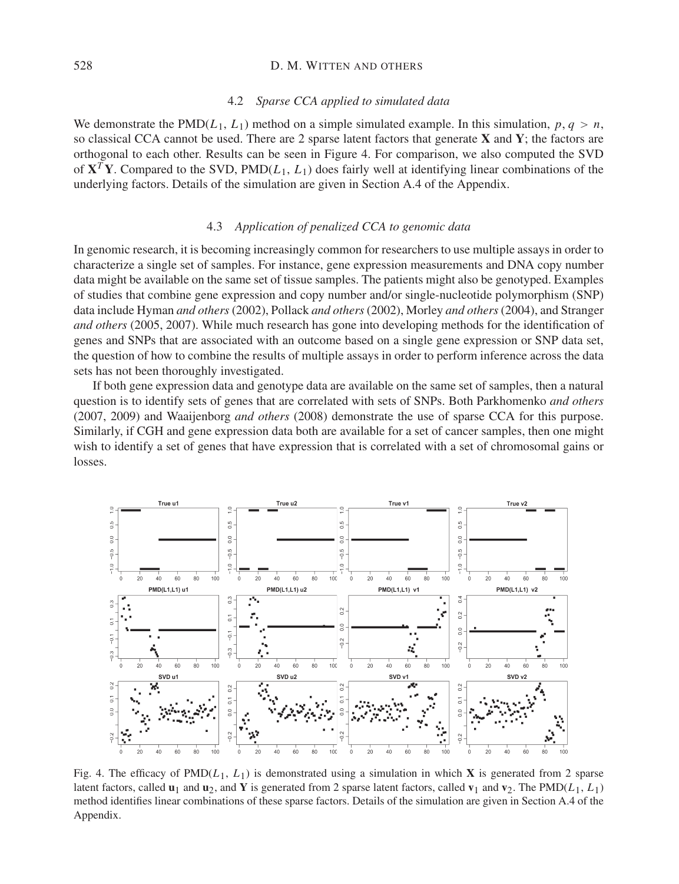### 4.2 *Sparse CCA applied to simulated data*

We demonstrate the PMD($L_1$, $L_1$) method on a simple simulated example. In this simulation, $p, q > n$, so classical CCA cannot be used. There are 2 sparse latent factors that generate $\mathbf{X}$ and $\mathbf{Y}$; the factors are orthogonal to each other. Results can be seen in Figure 4. For comparison, we also computed the SVD of $\mathbf{X}^T\mathbf{Y}$. Compared to the SVD, PMD($L_1$, $L_1$) does fairly well at identifying linear combinations of the underlying factors. Details of the simulation are given in Section A.4 of the Appendix.

### 4.3 *Application of penalized CCA to genomic data*

In genomic research, it is becoming increasingly common for researchers to use multiple assays in order to characterize a single set of samples. For instance, gene expression measurements and DNA copy number data might be available on the same set of tissue samples. The patients might also be genotyped. Examples of studies that combine gene expression and copy number and/or single-nucleotide polymorphism (SNP) data include Hyman *and others* (2002), Pollack *and others* (2002), Morley *and others* (2004), and Stranger *and others* (2005, 2007). While much research has gone into developing methods for the identification of genes and SNPs that are associated with an outcome based on a single gene expression or SNP data set, the question of how to combine the results of multiple assays in order to perform inference across the data sets has not been thoroughly investigated.

If both gene expression data and genotype data are available on the same set of samples, then a natural question is to identify sets of genes that are correlated with sets of SNPs. Both Parkhomenko *and others* (2007, 2009) and Waaijenborg *and others* (2008) demonstrate the use of sparse CCA for this purpose. Similarly, if CGH and gene expression data both are available for a set of cancer samples, then one might wish to identify a set of genes that have expression that is correlated with a set of chromosomal gains or losses.

True u1
True u2
True v1
True v2
PMD(L1,L1) u1
PMD(L1,L1) u2
PMD(L1,L1) v1
PMD(L1,L1) v2
SVD u1
SVD u2
SVD v1
SVD v2

Fig. 4. The efficacy of PMD($L_1$, $L_1$) is demonstrated using a simulation in which $\mathbf{X}$ is generated from 2 sparse latent factors, called $\mathbf{u}_1$ and $\mathbf{u}_2$, and $\mathbf{Y}$ is generated from 2 sparse latent factors, called $\mathbf{v}_1$ and $\mathbf{v}_2$. The PMD($L_1$, $L_1$) method identifies linear combinations of these sparse factors. Details of the simulation are given in Section A.4 of the Appendix.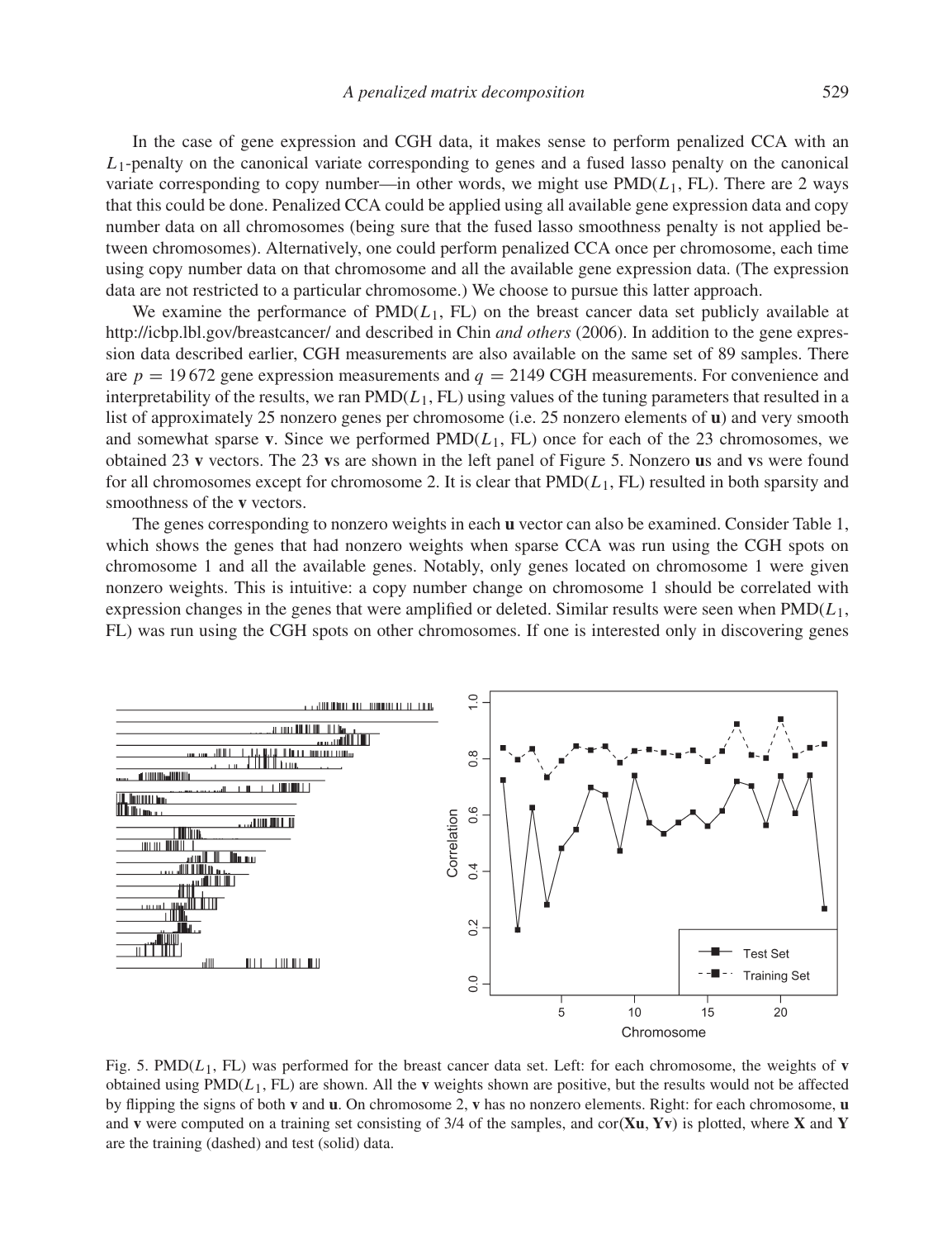In the case of gene expression and CGH data, it makes sense to perform penalized CCA with an $L_1$-penalty on the canonical variate corresponding to genes and a fused lasso penalty on the canonical variate corresponding to copy number—in other words, we might use PMD($L_1$, FL). There are 2 ways that this could be done. Penalized CCA could be applied using all available gene expression data and copy number data on all chromosomes (being sure that the fused lasso smoothness penalty is not applied between chromosomes). Alternatively, one could perform penalized CCA once per chromosome, each time using copy number data on that chromosome and all the available gene expression data. (The expression data are not restricted to a particular chromosome.) We choose to pursue this latter approach.

We examine the performance of PMD($L_1$, FL) on the breast cancer data set publicly available at http://icbp.lbl.gov/breastcancer/ and described in Chin *and others* (2006). In addition to the gene expression data described earlier, CGH measurements are also available on the same set of 89 samples. There are $p = 19\,672$ gene expression measurements and $q = 2149$ CGH measurements. For convenience and interpretability of the results, we ran PMD($L_1$, FL) using values of the tuning parameters that resulted in a list of approximately 25 nonzero genes per chromosome (i.e. 25 nonzero elements of $\mathbf{u}$) and very smooth and somewhat sparse $\mathbf{v}$. Since we performed PMD($L_1$, FL) once for each of the 23 chromosomes, we obtained 23 $\mathbf{v}$ vectors. The 23 $\mathbf{v}$s are shown in the left panel of Figure 5. Nonzero $\mathbf{u}$s and $\mathbf{v}$s were found for all chromosomes except for chromosome 2. It is clear that PMD($L_1$, FL) resulted in both sparsity and smoothness of the $\mathbf{v}$ vectors.

The genes corresponding to nonzero weights in each $\mathbf{u}$ vector can also be examined. Consider Table 1, which shows the genes that had nonzero weights when sparse CCA was run using the CGH spots on chromosome 1 and all the available genes. Notably, only genes located on chromosome 1 were given nonzero weights. This is intuitive: a copy number change on chromosome 1 should be correlated with expression changes in the genes that were amplified or deleted. Similar results were seen when PMD($L_1$, FL) was run using the CGH spots on other chromosomes. If one is interested only in discovering genes

Fig. 5. PMD($L_1$, FL) was performed for the breast cancer data set. Left: for each chromosome, the weights of $\mathbf{v}$ obtained using PMD($L_1$, FL) are shown. All the $\mathbf{v}$ weights shown are positive, but the results would not be affected by flipping the signs of both $\mathbf{v}$ and $\mathbf{u}$. On chromosome 2, $\mathbf{v}$ has no nonzero elements. Right: for each chromosome, $\mathbf{u}$ and $\mathbf{v}$ were computed on a training set consisting of 3/4 of the samples, and cor($\mathbf{Xu}$, $\mathbf{Yv}$) is plotted, where $\mathbf{X}$ and $\mathbf{Y}$ are the training (dashed) and test (solid) data.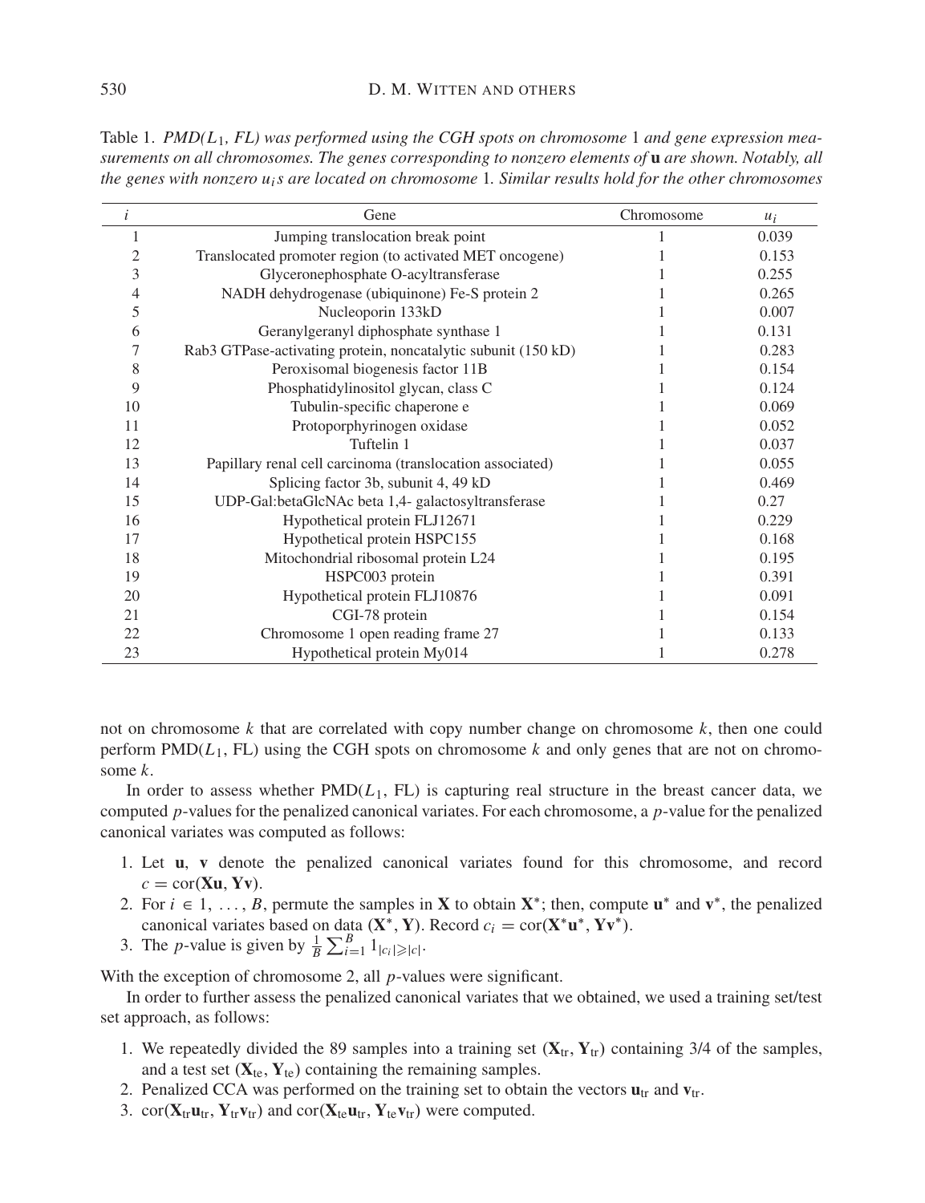Table 1. *PMD($L_1$, FL) was performed using the CGH spots on chromosome* 1 *and gene expression measurements on all chromosomes. The genes corresponding to nonzero elements of* **u** *are shown. Notably, all the genes with nonzero $u_i$s are located on chromosome* 1*. Similar results hold for the other chromosomes*

| $i$ | Gene | Chromosome | $u_i$ |
|---|---|---|---|
| 1 | Jumping translocation break point | 1 | 0.039 |
| 2 | Translocated promoter region (to activated MET oncogene) | 1 | 0.153 |
| 3 | Glyceronephosphate O-acyltransferase | 1 | 0.255 |
| 4 | NADH dehydrogenase (ubiquinone) Fe-S protein 2 | 1 | 0.265 |
| 5 | Nucleoporin 133kD | 1 | 0.007 |
| 6 | Geranylgeranyl diphosphate synthase 1 | 1 | 0.131 |
| 7 | Rab3 GTPase-activating protein, noncatalytic subunit (150 kD) | 1 | 0.283 |
| 8 | Peroxisomal biogenesis factor 11B | 1 | 0.154 |
| 9 | Phosphatidylinositol glycan, class C | 1 | 0.124 |
| 10 | Tubulin-specific chaperone e | 1 | 0.069 |
| 11 | Protoporphyrinogen oxidase | 1 | 0.052 |
| 12 | Tuftelin 1 | 1 | 0.037 |
| 13 | Papillary renal cell carcinoma (translocation associated) | 1 | 0.055 |
| 14 | Splicing factor 3b, subunit 4, 49 kD | 1 | 0.469 |
| 15 | UDP-Gal:betaGlcNAc beta 1,4- galactosyltransferase | 1 | 0.27 |
| 16 | Hypothetical protein FLJ12671 | 1 | 0.229 |
| 17 | Hypothetical protein HSPC155 | 1 | 0.168 |
| 18 | Mitochondrial ribosomal protein L24 | 1 | 0.195 |
| 19 | HSPC003 protein | 1 | 0.391 |
| 20 | Hypothetical protein FLJ10876 | 1 | 0.091 |
| 21 | CGI-78 protein | 1 | 0.154 |
| 22 | Chromosome 1 open reading frame 27 | 1 | 0.133 |
| 23 | Hypothetical protein My014 | 1 | 0.278 |

not on chromosome $k$ that are correlated with copy number change on chromosome $k$, then one could perform PMD($L_1$, FL) using the CGH spots on chromosome $k$ and only genes that are not on chromosome $k$.

In order to assess whether PMD($L_1$, FL) is capturing real structure in the breast cancer data, we computed $p$-values for the penalized canonical variates. For each chromosome, a $p$-value for the penalized canonical variates was computed as follows:

1. Let **u**, **v** denote the penalized canonical variates found for this chromosome, and record $c = \text{cor}(\mathbf{Xu}, \mathbf{Yv})$.
2. For $i \in 1, \ldots, B$, permute the samples in **X** to obtain $\mathbf{X}^*$; then, compute $\mathbf{u}^*$ and $\mathbf{v}^*$, the penalized canonical variates based on data $(\mathbf{X}^*, \mathbf{Y})$. Record $c_i = \text{cor}(\mathbf{X}^*\mathbf{u}^*, \mathbf{Y}\mathbf{v}^*)$.
3. The $p$-value is given by $\frac{1}{B}\sum_{i=1}^{B} 1_{|c_i| \geqslant |c|}$.

With the exception of chromosome 2, all $p$-values were significant.

In order to further assess the penalized canonical variates that we obtained, we used a training set/test set approach, as follows:

1. We repeatedly divided the 89 samples into a training set $(\mathbf{X}_{\text{tr}}, \mathbf{Y}_{\text{tr}})$ containing 3/4 of the samples, and a test set $(\mathbf{X}_{\text{te}}, \mathbf{Y}_{\text{te}})$ containing the remaining samples.
2. Penalized CCA was performed on the training set to obtain the vectors $\mathbf{u}_{\text{tr}}$ and $\mathbf{v}_{\text{tr}}$.
3. $\text{cor}(\mathbf{X}_{\text{tr}}\mathbf{u}_{\text{tr}}, \mathbf{Y}_{\text{tr}}\mathbf{v}_{\text{tr}})$ and $\text{cor}(\mathbf{X}_{\text{te}}\mathbf{u}_{\text{tr}}, \mathbf{Y}_{\text{te}}\mathbf{v}_{\text{tr}})$ were computed.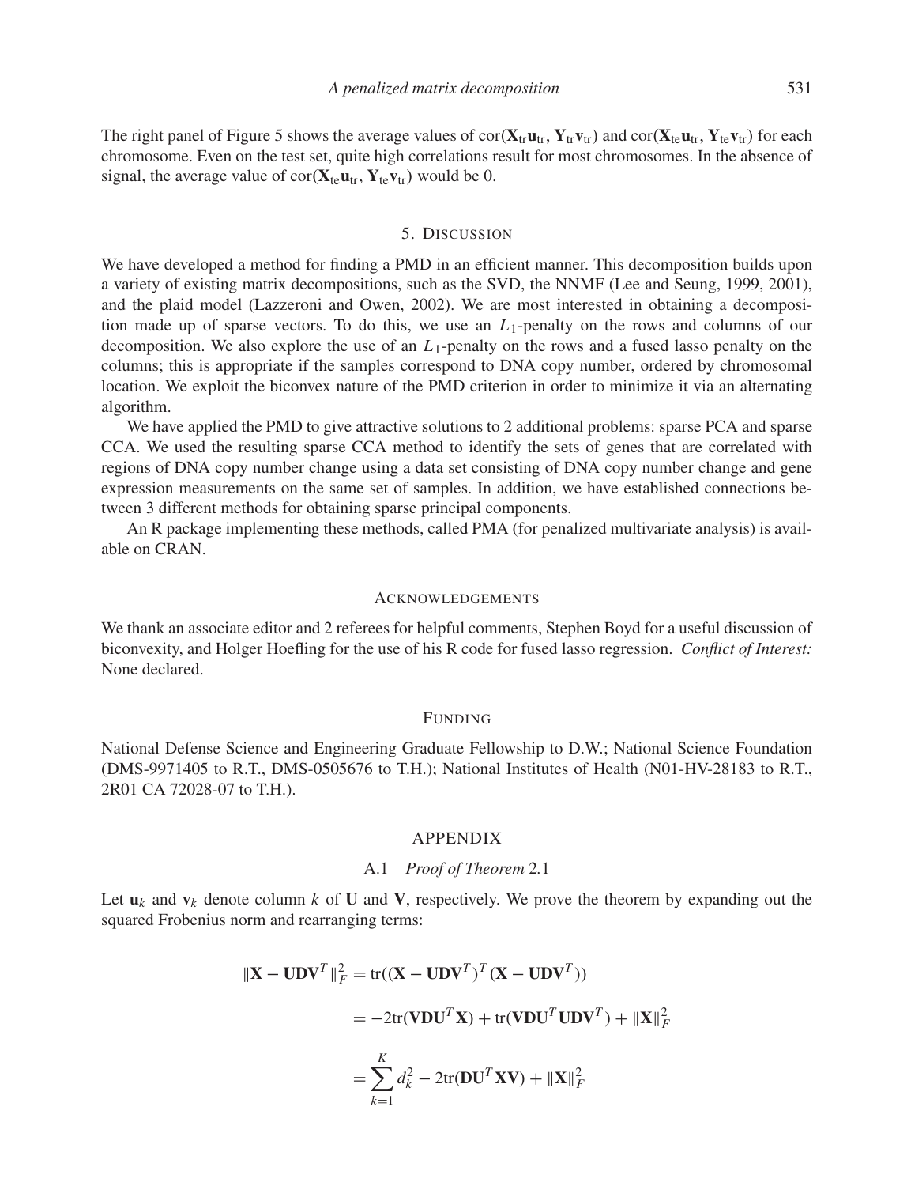The right panel of Figure 5 shows the average values of $\text{cor}(\mathbf{X}_{\text{tr}}\mathbf{u}_{\text{tr}}, \mathbf{Y}_{\text{tr}}\mathbf{v}_{\text{tr}})$ and $\text{cor}(\mathbf{X}_{\text{te}}\mathbf{u}_{\text{tr}}, \mathbf{Y}_{\text{te}}\mathbf{v}_{\text{tr}})$ for each chromosome. Even on the test set, quite high correlations result for most chromosomes. In the absence of signal, the average value of $\text{cor}(\mathbf{X}_{\text{te}}\mathbf{u}_{\text{tr}}, \mathbf{Y}_{\text{te}}\mathbf{v}_{\text{tr}})$ would be 0.

## 5. Discussion

We have developed a method for finding a PMD in an efficient manner. This decomposition builds upon a variety of existing matrix decompositions, such as the SVD, the NNMF (Lee and Seung, 1999, 2001), and the plaid model (Lazzeroni and Owen, 2002). We are most interested in obtaining a decomposition made up of sparse vectors. To do this, we use an $L_1$-penalty on the rows and columns of our decomposition. We also explore the use of an $L_1$-penalty on the rows and a fused lasso penalty on the columns; this is appropriate if the samples correspond to DNA copy number, ordered by chromosomal location. We exploit the biconvex nature of the PMD criterion in order to minimize it via an alternating algorithm.

We have applied the PMD to give attractive solutions to 2 additional problems: sparse PCA and sparse CCA. We used the resulting sparse CCA method to identify the sets of genes that are correlated with regions of DNA copy number change using a data set consisting of DNA copy number change and gene expression measurements on the same set of samples. In addition, we have established connections between 3 different methods for obtaining sparse principal components.

An R package implementing these methods, called PMA (for penalized multivariate analysis) is available on CRAN.

## Acknowledgements

We thank an associate editor and 2 referees for helpful comments, Stephen Boyd for a useful discussion of biconvexity, and Holger Hoefling for the use of his R code for fused lasso regression. *Conflict of Interest:* None declared.

## Funding

National Defense Science and Engineering Graduate Fellowship to D.W.; National Science Foundation (DMS-9971405 to R.T., DMS-0505676 to T.H.); National Institutes of Health (N01-HV-28183 to R.T., 2R01 CA 72028-07 to T.H.).

## Appendix

### A.1 *Proof of Theorem* 2.1

Let $\mathbf{u}_k$ and $\mathbf{v}_k$ denote column $k$ of $\mathbf{U}$ and $\mathbf{V}$, respectively. We prove the theorem by expanding out the squared Frobenius norm and rearranging terms:

$$
\begin{aligned}
\|\mathbf{X} - \mathbf{U}\mathbf{D}\mathbf{V}^T\|_F^2 &= \text{tr}((\mathbf{X} - \mathbf{U}\mathbf{D}\mathbf{V}^T)^T(\mathbf{X} - \mathbf{U}\mathbf{D}\mathbf{V}^T)) \\
&= -2\text{tr}(\mathbf{V}\mathbf{D}\mathbf{U}^T\mathbf{X}) + \text{tr}(\mathbf{V}\mathbf{D}\mathbf{U}^T\mathbf{U}\mathbf{D}\mathbf{V}^T) + \|\mathbf{X}\|_F^2 \\
&= \sum_{k=1}^{K} d_k^2 - 2\text{tr}(\mathbf{D}\mathbf{U}^T\mathbf{X}\mathbf{V}) + \|\mathbf{X}\|_F^2
\end{aligned}
$$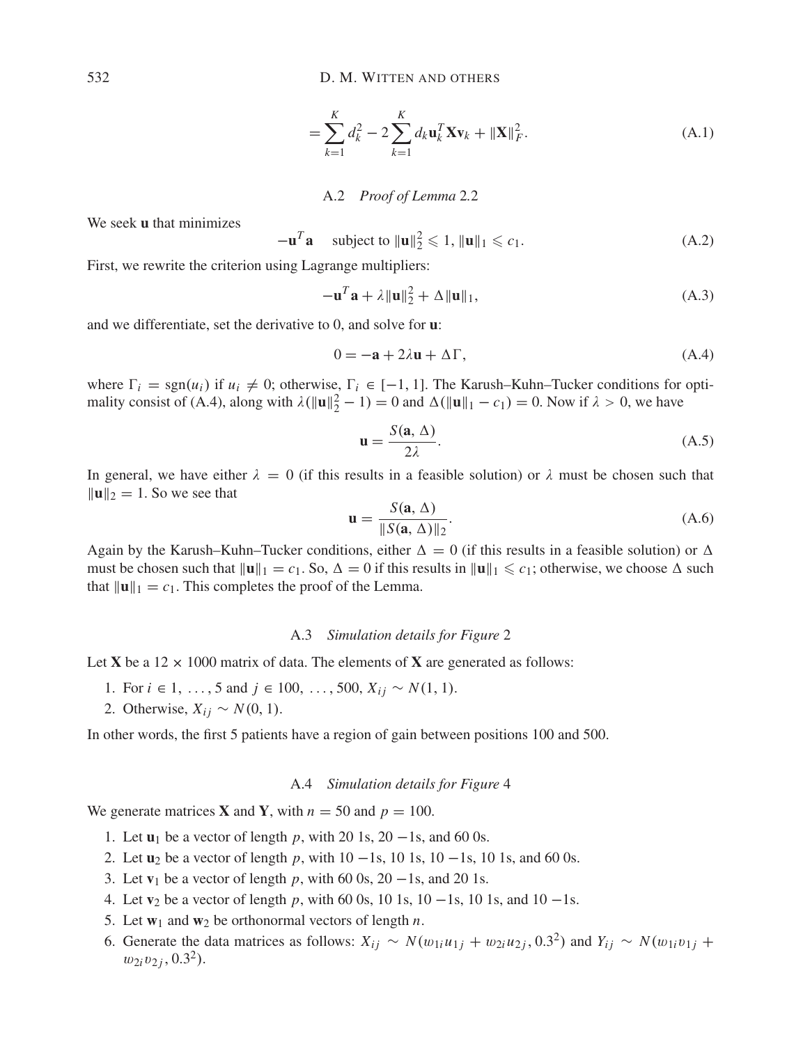$$= \sum_{k=1}^{K} d_k^2 - 2\sum_{k=1}^{K} d_k \mathbf{u}_k^T \mathbf{X} \mathbf{v}_k + \|\mathbf{X}\|_F^2. \tag{A.1}$$

### A.2 *Proof of Lemma* 2.2

We seek $\mathbf{u}$ that minimizes

$$-\mathbf{u}^T \mathbf{a} \quad \text{subject to } \|\mathbf{u}\|_2^2 \leqslant 1, \|\mathbf{u}\|_1 \leqslant c_1. \tag{A.2}$$

First, we rewrite the criterion using Lagrange multipliers:

$$-\mathbf{u}^T \mathbf{a} + \lambda \|\mathbf{u}\|_2^2 + \Delta \|\mathbf{u}\|_1, \tag{A.3}$$

and we differentiate, set the derivative to 0, and solve for $\mathbf{u}$:

$$0 = -\mathbf{a} + 2\lambda \mathbf{u} + \Delta \Gamma, \tag{A.4}$$

where $\Gamma_i = \text{sgn}(u_i)$ if $u_i \neq 0$; otherwise, $\Gamma_i \in [-1, 1]$. The Karush–Kuhn–Tucker conditions for optimality consist of (A.4), along with $\lambda(\|\mathbf{u}\|_2^2 - 1) = 0$ and $\Delta(\|\mathbf{u}\|_1 - c_1) = 0$. Now if $\lambda > 0$, we have

$$\mathbf{u} = \frac{S(\mathbf{a}, \Delta)}{2\lambda}. \tag{A.5}$$

In general, we have either $\lambda = 0$ (if this results in a feasible solution) or $\lambda$ must be chosen such that $\|\mathbf{u}\|_2 = 1$. So we see that

$$\mathbf{u} = \frac{S(\mathbf{a}, \Delta)}{\|S(\mathbf{a}, \Delta)\|_2}. \tag{A.6}$$

Again by the Karush–Kuhn–Tucker conditions, either $\Delta = 0$ (if this results in a feasible solution) or $\Delta$ must be chosen such that $\|\mathbf{u}\|_1 = c_1$. So, $\Delta = 0$ if this results in $\|\mathbf{u}\|_1 \leqslant c_1$; otherwise, we choose $\Delta$ such that $\|\mathbf{u}\|_1 = c_1$. This completes the proof of the Lemma.

### A.3 *Simulation details for Figure* 2

Let $\mathbf{X}$ be a $12 \times 1000$ matrix of data. The elements of $\mathbf{X}$ are generated as follows:

1. For $i \in 1, \ldots, 5$ and $j \in 100, \ldots, 500$, $X_{ij} \sim N(1, 1)$.
2. Otherwise, $X_{ij} \sim N(0, 1)$.

In other words, the first 5 patients have a region of gain between positions 100 and 500.

### A.4 *Simulation details for Figure* 4

We generate matrices $\mathbf{X}$ and $\mathbf{Y}$, with $n = 50$ and $p = 100$.

1. Let $\mathbf{u}_1$ be a vector of length $p$, with 20 1s, 20 $-1$s, and 60 0s.
2. Let $\mathbf{u}_2$ be a vector of length $p$, with 10 $-1$s, 10 1s, 10 $-1$s, 10 1s, and 60 0s.
3. Let $\mathbf{v}_1$ be a vector of length $p$, with 60 0s, 20 $-1$s, and 20 1s.
4. Let $\mathbf{v}_2$ be a vector of length $p$, with 60 0s, 10 1s, 10 $-1$s, 10 1s, and 10 $-1$s.
5. Let $\mathbf{w}_1$ and $\mathbf{w}_2$ be orthonormal vectors of length $n$.
6. Generate the data matrices as follows: $X_{ij} \sim N(w_{1i}u_{1j} + w_{2i}u_{2j}, 0.3^2)$ and $Y_{ij} \sim N(w_{1i}v_{1j} + w_{2i}v_{2j}, 0.3^2)$.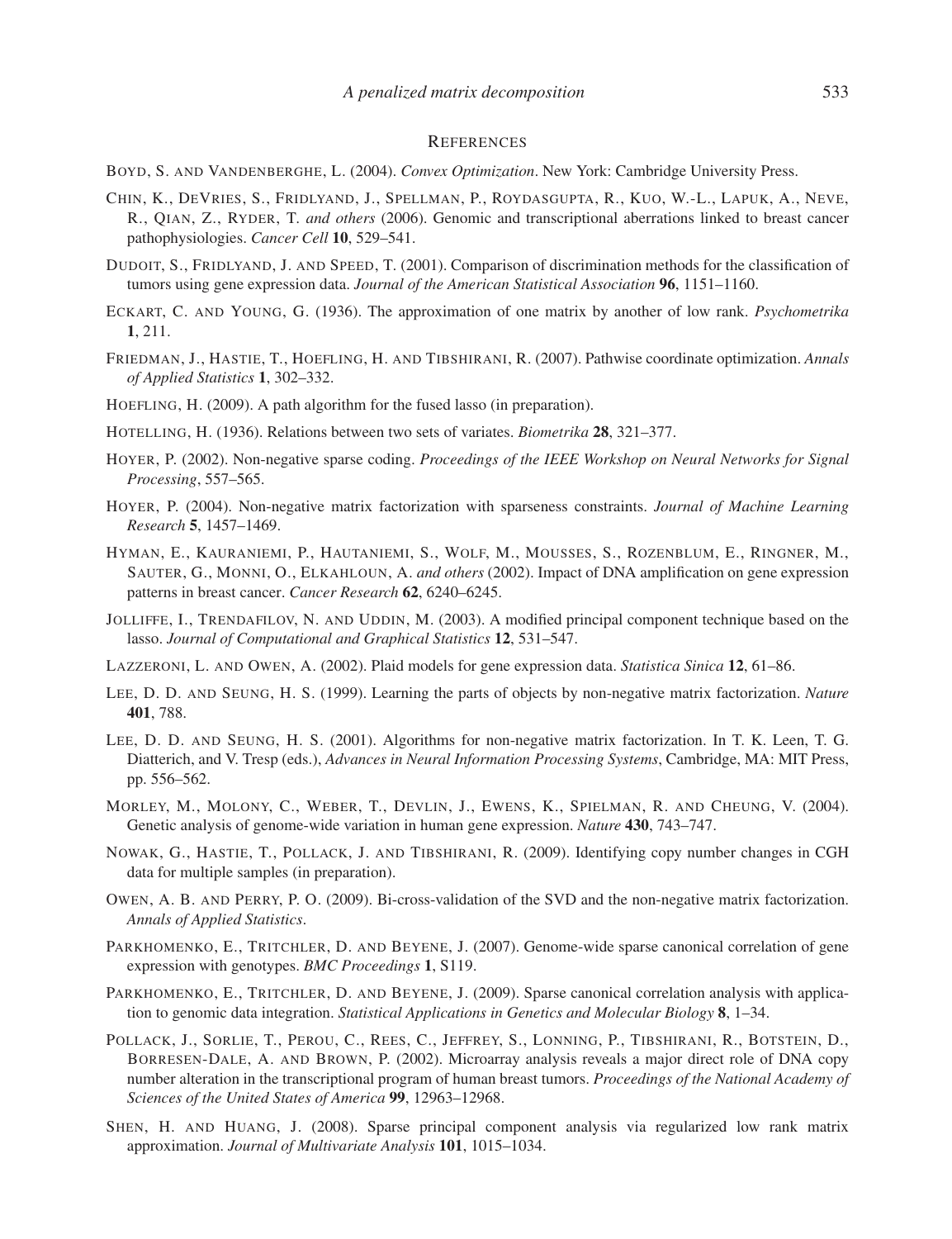## REFERENCES

BOYD, S. AND VANDENBERGHE, L. (2004). *Convex Optimization*. New York: Cambridge University Press.

CHIN, K., DEVRIES, S., FRIDLYAND, J., SPELLMAN, P., ROYDASGUPTA, R., KUO, W.-L., LAPUK, A., NEVE, R., QIAN, Z., RYDER, T. *and others* (2006). Genomic and transcriptional aberrations linked to breast cancer pathophysiologies. *Cancer Cell* **10**, 529–541.

DUDOIT, S., FRIDLYAND, J. AND SPEED, T. (2001). Comparison of discrimination methods for the classification of tumors using gene expression data. *Journal of the American Statistical Association* **96**, 1151–1160.

ECKART, C. AND YOUNG, G. (1936). The approximation of one matrix by another of low rank. *Psychometrika* **1**, 211.

FRIEDMAN, J., HASTIE, T., HOEFLING, H. AND TIBSHIRANI, R. (2007). Pathwise coordinate optimization. *Annals of Applied Statistics* **1**, 302–332.

HOEFLING, H. (2009). A path algorithm for the fused lasso (in preparation).

HOTELLING, H. (1936). Relations between two sets of variates. *Biometrika* **28**, 321–377.

HOYER, P. (2002). Non-negative sparse coding. *Proceedings of the IEEE Workshop on Neural Networks for Signal Processing*, 557–565.

HOYER, P. (2004). Non-negative matrix factorization with sparseness constraints. *Journal of Machine Learning Research* **5**, 1457–1469.

HYMAN, E., KAURANIEMI, P., HAUTANIEMI, S., WOLF, M., MOUSSES, S., ROZENBLUM, E., RINGNER, M., SAUTER, G., MONNI, O., ELKAHLOUN, A. *and others* (2002). Impact of DNA amplification on gene expression patterns in breast cancer. *Cancer Research* **62**, 6240–6245.

JOLLIFFE, I., TRENDAFILOV, N. AND UDDIN, M. (2003). A modified principal component technique based on the lasso. *Journal of Computational and Graphical Statistics* **12**, 531–547.

LAZZERONI, L. AND OWEN, A. (2002). Plaid models for gene expression data. *Statistica Sinica* **12**, 61–86.

LEE, D. D. AND SEUNG, H. S. (1999). Learning the parts of objects by non-negative matrix factorization. *Nature* **401**, 788.

LEE, D. D. AND SEUNG, H. S. (2001). Algorithms for non-negative matrix factorization. In T. K. Leen, T. G. Diatterich, and V. Tresp (eds.), *Advances in Neural Information Processing Systems*, Cambridge, MA: MIT Press, pp. 556–562.

MORLEY, M., MOLONY, C., WEBER, T., DEVLIN, J., EWENS, K., SPIELMAN, R. AND CHEUNG, V. (2004). Genetic analysis of genome-wide variation in human gene expression. *Nature* **430**, 743–747.

NOWAK, G., HASTIE, T., POLLACK, J. AND TIBSHIRANI, R. (2009). Identifying copy number changes in CGH data for multiple samples (in preparation).

OWEN, A. B. AND PERRY, P. O. (2009). Bi-cross-validation of the SVD and the non-negative matrix factorization. *Annals of Applied Statistics*.

PARKHOMENKO, E., TRITCHLER, D. AND BEYENE, J. (2007). Genome-wide sparse canonical correlation of gene expression with genotypes. *BMC Proceedings* **1**, S119.

PARKHOMENKO, E., TRITCHLER, D. AND BEYENE, J. (2009). Sparse canonical correlation analysis with application to genomic data integration. *Statistical Applications in Genetics and Molecular Biology* **8**, 1–34.

POLLACK, J., SORLIE, T., PEROU, C., REES, C., JEFFREY, S., LONNING, P., TIBSHIRANI, R., BOTSTEIN, D., BORRESEN-DALE, A. AND BROWN, P. (2002). Microarray analysis reveals a major direct role of DNA copy number alteration in the transcriptional program of human breast tumors. *Proceedings of the National Academy of Sciences of the United States of America* **99**, 12963–12968.

SHEN, H. AND HUANG, J. (2008). Sparse principal component analysis via regularized low rank matrix approximation. *Journal of Multivariate Analysis* **101**, 1015–1034.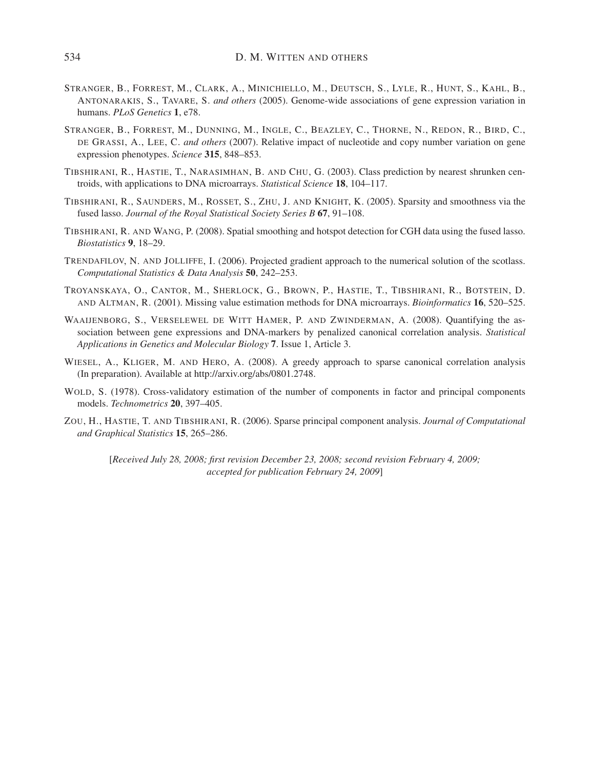STRANGER, B., FORREST, M., CLARK, A., MINICHIELLO, M., DEUTSCH, S., LYLE, R., HUNT, S., KAHL, B., ANTONARAKIS, S., TAVARE, S. *and others* (2005). Genome-wide associations of gene expression variation in humans. *PLoS Genetics* **1**, e78.

STRANGER, B., FORREST, M., DUNNING, M., INGLE, C., BEAZLEY, C., THORNE, N., REDON, R., BIRD, C., DE GRASSI, A., LEE, C. *and others* (2007). Relative impact of nucleotide and copy number variation on gene expression phenotypes. *Science* **315**, 848–853.

TIBSHIRANI, R., HASTIE, T., NARASIMHAN, B. AND CHU, G. (2003). Class prediction by nearest shrunken centroids, with applications to DNA microarrays. *Statistical Science* **18**, 104–117.

TIBSHIRANI, R., SAUNDERS, M., ROSSET, S., ZHU, J. AND KNIGHT, K. (2005). Sparsity and smoothness via the fused lasso. *Journal of the Royal Statistical Society Series B* **67**, 91–108.

TIBSHIRANI, R. AND WANG, P. (2008). Spatial smoothing and hotspot detection for CGH data using the fused lasso. *Biostatistics* **9**, 18–29.

TRENDAFILOV, N. AND JOLLIFFE, I. (2006). Projected gradient approach to the numerical solution of the scotlass. *Computational Statistics & Data Analysis* **50**, 242–253.

TROYANSKAYA, O., CANTOR, M., SHERLOCK, G., BROWN, P., HASTIE, T., TIBSHIRANI, R., BOTSTEIN, D. AND ALTMAN, R. (2001). Missing value estimation methods for DNA microarrays. *Bioinformatics* **16**, 520–525.

WAAIJENBORG, S., VERSELEWEL DE WITT HAMER, P. AND ZWINDERMAN, A. (2008). Quantifying the association between gene expressions and DNA-markers by penalized canonical correlation analysis. *Statistical Applications in Genetics and Molecular Biology* **7**. Issue 1, Article 3.

WIESEL, A., KLIGER, M. AND HERO, A. (2008). A greedy approach to sparse canonical correlation analysis (In preparation). Available at http://arxiv.org/abs/0801.2748.

WOLD, S. (1978). Cross-validatory estimation of the number of components in factor and principal components models. *Technometrics* **20**, 397–405.

ZOU, H., HASTIE, T. AND TIBSHIRANI, R. (2006). Sparse principal component analysis. *Journal of Computational and Graphical Statistics* **15**, 265–286.

[*Received July 28, 2008; first revision December 23, 2008; second revision February 4, 2009; accepted for publication February 24, 2009*]